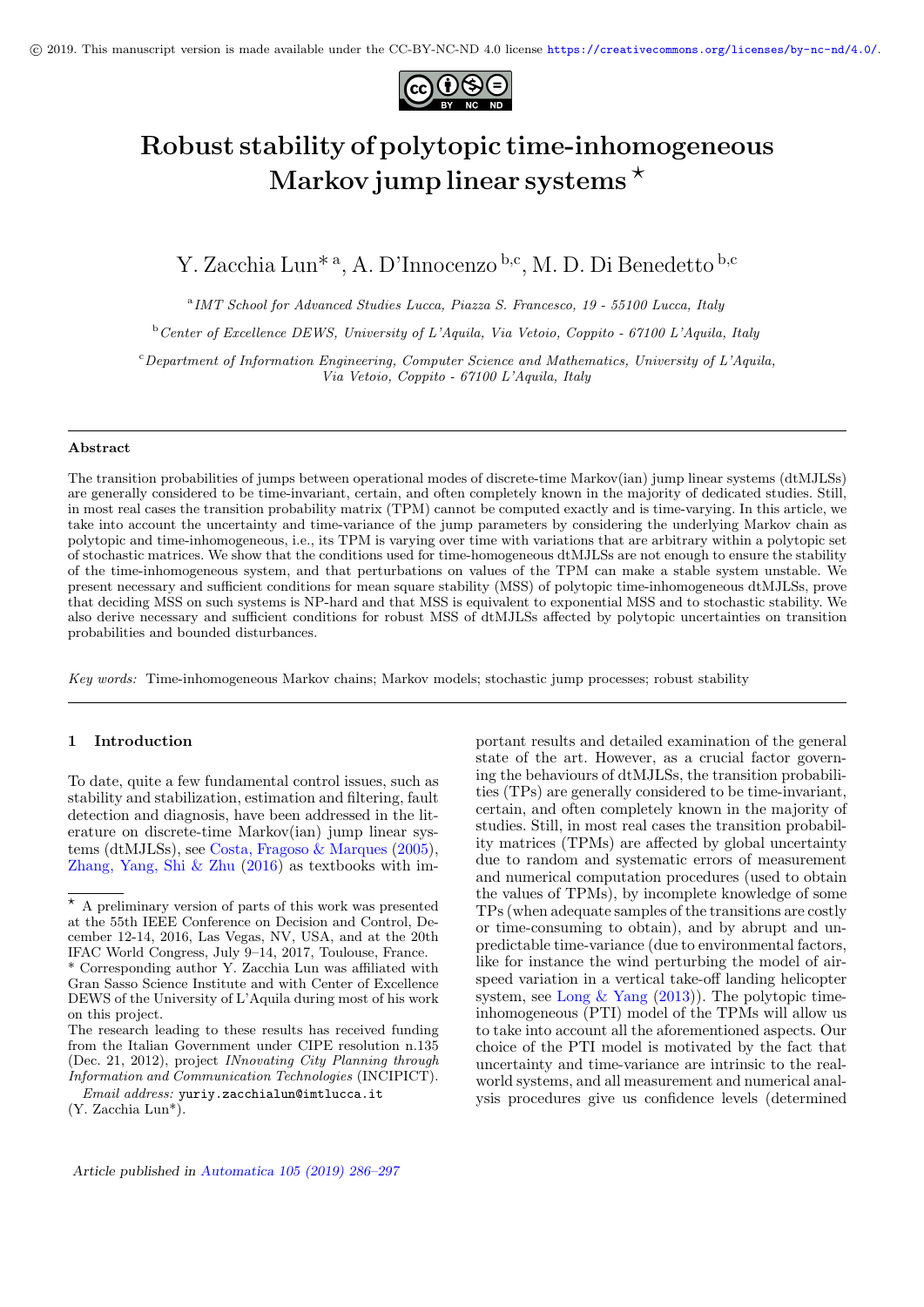© 2019. This manuscript version is made available under the CC-BY-NC-ND 4.0 license https://creativecommons.org/licenses/by-nc-nd/4.0/.

# Robust stability of polytopic time-inhomogeneous Markov jump linear systems ⋆

Y. Zacchia Lun* [a], A. D'Innocenzo [b,c], M. D. Di Benedetto [b,c]

[a] *IMT School for Advanced Studies Lucca, Piazza S. Francesco, 19 - 55100 Lucca, Italy*

[b] *Center of Excellence DEWS, University of L'Aquila, Via Vetoio, Coppito - 67100 L'Aquila, Italy*

[c] *Department of Information Engineering, Computer Science and Mathematics, University of L'Aquila, Via Vetoio, Coppito - 67100 L'Aquila, Italy*

---

**Abstract**

The transition probabilities of jumps between operational modes of discrete-time Markov(ian) jump linear systems (dtMJLSs) are generally considered to be time-invariant, certain, and often completely known in the majority of dedicated studies. Still, in most real cases the transition probability matrix (TPM) cannot be computed exactly and is time-varying. In this article, we take into account the uncertainty and time-variance of the jump parameters by considering the underlying Markov chain as polytopic and time-inhomogeneous, i.e., its TPM is varying over time with variations that are arbitrary within a polytopic set of stochastic matrices. We show that the conditions used for time-homogeneous dtMJLSs are not enough to ensure the stability of the time-inhomogeneous system, and that perturbations on values of the TPM can make a stable system unstable. We present necessary and sufficient conditions for mean square stability (MSS) of polytopic time-inhomogeneous dtMJLSs, prove that deciding MSS on such systems is NP-hard and that MSS is equivalent to exponential MSS and to stochastic stability. We also derive necessary and sufficient conditions for robust MSS of dtMJLSs affected by polytopic uncertainties on transition probabilities and bounded disturbances.

*Key words:* Time-inhomogeneous Markov chains; Markov models; stochastic jump processes; robust stability

---

## 1 Introduction

To date, quite a few fundamental control issues, such as stability and stabilization, estimation and filtering, fault detection and diagnosis, have been addressed in the literature on discrete-time Markov(ian) jump linear systems (dtMJLSs), see Costa, Fragoso & Marques (2005), Zhang, Yang, Shi & Zhu (2016) as textbooks with important results and detailed examination of the general state of the art. However, as a crucial factor governing the behaviours of dtMJLSs, the transition probabilities (TPs) are generally considered to be time-invariant, certain, and often completely known in the majority of studies. Still, in most real cases the transition probability matrices (TPMs) are affected by global uncertainty due to random and systematic errors of measurement and numerical computation procedures (used to obtain the values of TPMs), by incomplete knowledge of some TPs (when adequate samples of the transitions are costly or time-consuming to obtain), and by abrupt and unpredictable time-variance (due to environmental factors, like for instance the wind perturbing the model of airspeed variation in a vertical take-off landing helicopter system, see Long & Yang (2013)). The polytopic time-inhomogeneous (PTI) model of the TPMs will allow us to take into account all the aforementioned aspects. Our choice of the PTI model is motivated by the fact that uncertainty and time-variance are intrinsic to the real-world systems, and all measurement and numerical analysis procedures give us confidence levels (determined

---

⋆ A preliminary version of parts of this work was presented at the 55th IEEE Conference on Decision and Control, December 12-14, 2016, Las Vegas, NV, USA, and at the 20th IFAC World Congress, July 9–14, 2017, Toulouse, France.

\* Corresponding author Y. Zacchia Lun was affiliated with Gran Sasso Science Institute and with Center of Excellence DEWS of the University of L'Aquila during most of his work on this project.

The research leading to these results has received funding from the Italian Government under CIPE resolution n.135 (Dec. 21, 2012), project *INnovating City Planning through Information and Communication Technologies* (INCIPICT).

*Email address:* yuriy.zacchialun@imtlucca.it (Y. Zacchia Lun*).

*Article published in* Automatica 105 (2019) 286–297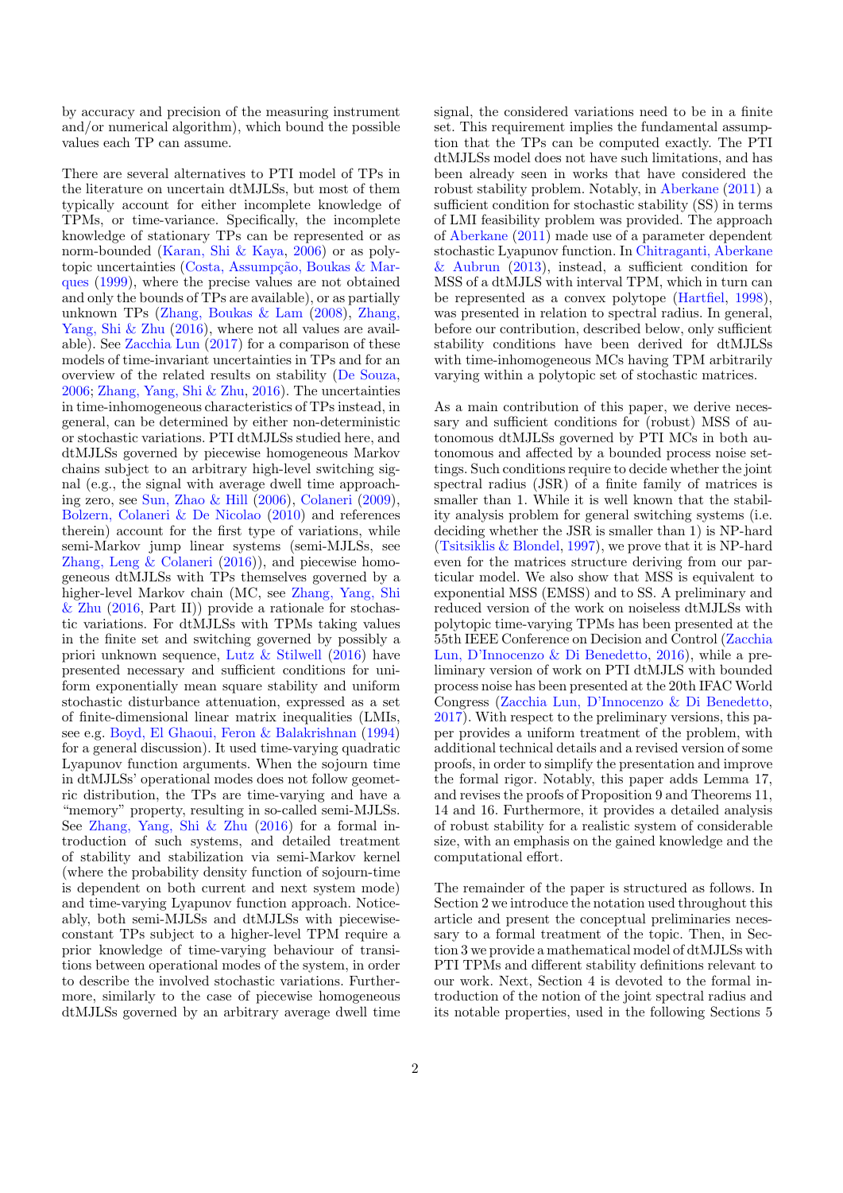by accuracy and precision of the measuring instrument and/or numerical algorithm), which bound the possible values each TP can assume.

There are several alternatives to PTI model of TPs in the literature on uncertain dtMJLSs, but most of them typically account for either incomplete knowledge of TPMs, or time-variance. Specifically, the incomplete knowledge of stationary TPs can be represented or as norm-bounded (Karan, Shi & Kaya, 2006) or as polytopic uncertainties (Costa, Assumpção, Boukas & Marques (1999), where the precise values are not obtained and only the bounds of TPs are available), or as partially unknown TPs (Zhang, Boukas & Lam (2008), Zhang, Yang, Shi & Zhu (2016), where not all values are available). See Zacchia Lun (2017) for a comparison of these models of time-invariant uncertainties in TPs and for an overview of the related results on stability (De Souza, 2006; Zhang, Yang, Shi & Zhu, 2016). The uncertainties in time-inhomogeneous characteristics of TPs instead, in general, can be determined by either non-deterministic or stochastic variations. PTI dtMJLSs studied here, and dtMJLSs governed by piecewise homogeneous Markov chains subject to an arbitrary high-level switching signal (e.g., the signal with average dwell time approaching zero, see Sun, Zhao & Hill (2006), Colaneri (2009), Bolzern, Colaneri & De Nicolao (2010) and references therein) account for the first type of variations, while semi-Markov jump linear systems (semi-MJLSs, see Zhang, Leng & Colaneri (2016)), and piecewise homogeneous dtMJLSs with TPs themselves governed by a higher-level Markov chain (MC, see Zhang, Yang, Shi & Zhu (2016, Part II)) provide a rationale for stochastic variations. For dtMJLSs with TPMs taking values in the finite set and switching governed by possibly a priori unknown sequence, Lutz & Stilwell (2016) have presented necessary and sufficient conditions for uniform exponentially mean square stability and uniform stochastic disturbance attenuation, expressed as a set of finite-dimensional linear matrix inequalities (LMIs, see e.g. Boyd, El Ghaoui, Feron & Balakrishnan (1994) for a general discussion). It used time-varying quadratic Lyapunov function arguments. When the sojourn time in dtMJLSs' operational modes does not follow geometric distribution, the TPs are time-varying and have a "memory" property, resulting in so-called semi-MJLSs. See Zhang, Yang, Shi & Zhu (2016) for a formal introduction of such systems, and detailed treatment of stability and stabilization via semi-Markov kernel (where the probability density function of sojourn-time is dependent on both current and next system mode) and time-varying Lyapunov function approach. Noticeably, both semi-MJLSs and dtMJLSs with piecewise-constant TPs subject to a higher-level TPM require a prior knowledge of time-varying behaviour of transitions between operational modes of the system, in order to describe the involved stochastic variations. Furthermore, similarly to the case of piecewise homogeneous dtMJLSs governed by an arbitrary average dwell time signal, the considered variations need to be in a finite set. This requirement implies the fundamental assumption that the TPs can be computed exactly. The PTI dtMJLSs model does not have such limitations, and has been already seen in works that have considered the robust stability problem. Notably, in Aberkane (2011) a sufficient condition for stochastic stability (SS) in terms of LMI feasibility problem was provided. The approach of Aberkane (2011) made use of a parameter dependent stochastic Lyapunov function. In Chitraganti, Aberkane & Aubrun (2013), instead, a sufficient condition for MSS of a dtMJLS with interval TPM, which in turn can be represented as a convex polytope (Hartfiel, 1998), was presented in relation to spectral radius. In general, before our contribution, described below, only sufficient stability conditions have been derived for dtMJLSs with time-inhomogeneous MCs having TPM arbitrarily varying within a polytopic set of stochastic matrices.

As a main contribution of this paper, we derive necessary and sufficient conditions for (robust) MSS of autonomous dtMJLSs governed by PTI MCs in both autonomous and affected by a bounded process noise settings. Such conditions require to decide whether the joint spectral radius (JSR) of a finite family of matrices is smaller than 1. While it is well known that the stability analysis problem for general switching systems (i.e. deciding whether the JSR is smaller than 1) is NP-hard (Tsitsiklis & Blondel, 1997), we prove that it is NP-hard even for the matrices structure deriving from our particular model. We also show that MSS is equivalent to exponential MSS (EMSS) and to SS. A preliminary and reduced version of the work on noiseless dtMJLSs with polytopic time-varying TPMs has been presented at the 55th IEEE Conference on Decision and Control (Zacchia Lun, D'Innocenzo & Di Benedetto, 2016), while a preliminary version of work on PTI dtMJLS with bounded process noise has been presented at the 20th IFAC World Congress (Zacchia Lun, D'Innocenzo & Di Benedetto, 2017). With respect to the preliminary versions, this paper provides a uniform treatment of the problem, with additional technical details and a revised version of some proofs, in order to simplify the presentation and improve the formal rigor. Notably, this paper adds Lemma 17, and revises the proofs of Proposition 9 and Theorems 11, 14 and 16. Furthermore, it provides a detailed analysis of robust stability for a realistic system of considerable size, with an emphasis on the gained knowledge and the computational effort.

The remainder of the paper is structured as follows. In Section 2 we introduce the notation used throughout this article and present the conceptual preliminaries necessary to a formal treatment of the topic. Then, in Section 3 we provide a mathematical model of dtMJLSs with PTI TPMs and different stability definitions relevant to our work. Next, Section 4 is devoted to the formal introduction of the notion of the joint spectral radius and its notable properties, used in the following Sections 5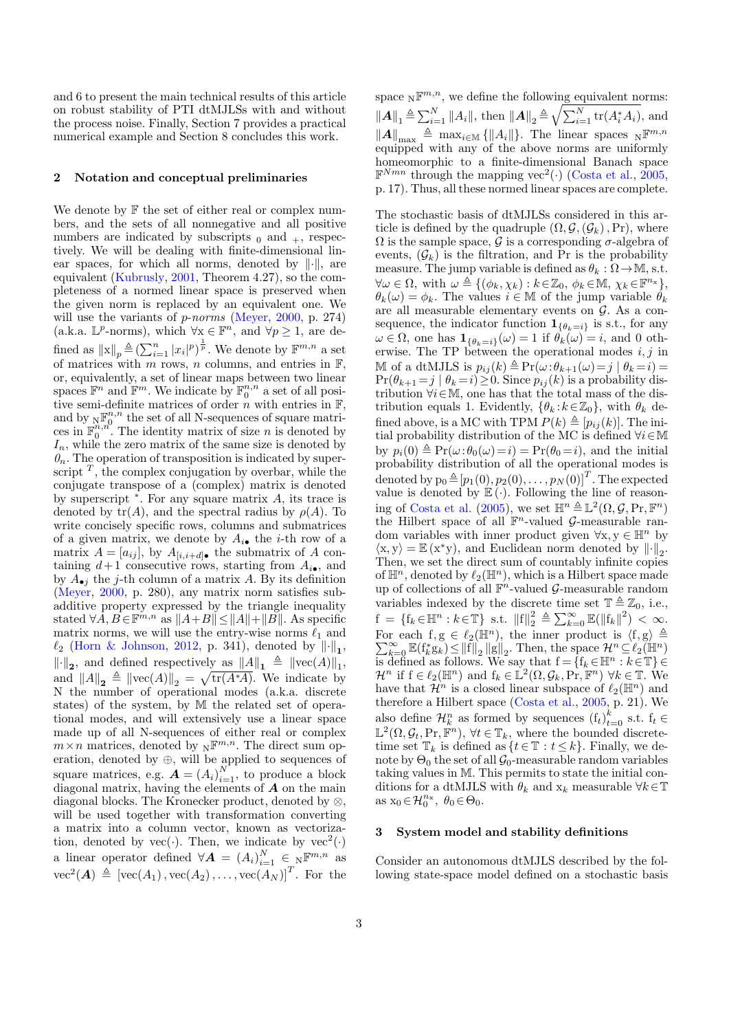and 6 to present the main technical results of this article on robust stability of PTI dtMJLSs with and without the process noise. Finally, Section 7 provides a practical numerical example and Section 8 concludes this work.

## 2 Notation and conceptual preliminaries

We denote by $\mathbb{F}$ the set of either real or complex numbers, and the sets of all nonnegative and all positive numbers are indicated by subscripts $_0$ and $_+$, respectively. We will be dealing with finite-dimensional linear spaces, for which all norms, denoted by $\|\cdot\|$, are equivalent (Kubrusly, 2001, Theorem 4.27), so the completeness of a normed linear space is preserved when the given norm is replaced by an equivalent one. We will use the variants of *p-norms* (Meyer, 2000, p. 274) (a.k.a. $\mathbb{L}^p$-norms), which $\forall \mathrm{x} \in \mathbb{F}^n$, and $\forall p \geq 1$, are defined as $\|\mathrm{x}\|_p \triangleq (\sum_{i=1}^n |x_i|^p)^{\frac{1}{p}}$. We denote by $\mathbb{F}^{m,n}$ a set of matrices with $m$ rows, $n$ columns, and entries in $\mathbb{F}$, or, equivalently, a set of linear maps between two linear spaces $\mathbb{F}^n$ and $\mathbb{F}^m$. We indicate by $\mathbb{F}_0^{n,n}$ a set of all positive semi-definite matrices of order $n$ with entries in $\mathbb{F}$, and by ${}_{\mathrm{N}}\mathbb{F}_0^{n,n}$ the set of all N-sequences of square matrices in $\mathbb{F}_0^{n,n}$. The identity matrix of size $n$ is denoted by $I_n$, while the zero matrix of the same size is denoted by $0_n$. The operation of transposition is indicated by superscript $^T$, the complex conjugation by overbar, while the conjugate transpose of a (complex) matrix is denoted by superscript $^*$. For any square matrix $A$, its trace is denoted by $\mathrm{tr}(A)$, and the spectral radius by $\rho(A)$. To write concisely specific rows, columns and submatrices of a given matrix, we denote by $A_{i\bullet}$ the $i$-th row of a matrix $A = [a_{ij}]$, by $A_{[i,i+d]\bullet}$ the submatrix of $A$ containing $d+1$ consecutive rows, starting from $A_{i\bullet}$, and by $A_{\bullet j}$ the $j$-th column of a matrix $A$. By its definition (Meyer, 2000, p. 280), any matrix norm satisfies subadditive property expressed by the triangle inequality stated $\forall A, B \in \mathbb{F}^{m,n}$ as $\|A+B\| \leq \|A\| + \|B\|$. As specific matrix norms, we will use the entry-wise norms $\ell_1$ and $\ell_2$ (Horn & Johnson, 2012, p. 341), denoted by $\|\cdot\|_{\mathbf{1}}$, $\|\cdot\|_{\mathbf{2}}$, and defined respectively as $\|A\|_{\mathbf{1}} \triangleq \|\mathrm{vec}(A)\|_1$, and $\|A\|_{\mathbf{2}} \triangleq \|\mathrm{vec}(A)\|_2 = \sqrt{\mathrm{tr}(A^*A)}$. We indicate by N the number of operational modes (a.k.a. discrete states) of the system, by $\mathbb{M}$ the related set of operational modes, and will extensively use a linear space made up of all N-sequences of either real or complex $m \times n$ matrices, denoted by ${}_{\mathrm{N}}\mathbb{F}^{m,n}$. The direct sum operation, denoted by $\oplus$, will be applied to sequences of square matrices, e.g. $\boldsymbol{A} = (A_i)_{i=1}^N$, to produce a block diagonal matrix, having the elements of $\boldsymbol{A}$ on the main diagonal blocks. The Kronecker product, denoted by $\otimes$, will be used together with transformation converting a matrix into a column vector, known as vectorization, denoted by $\mathrm{vec}(\cdot)$. Then, we indicate by $\mathrm{vec}^2(\cdot)$ a linear operator defined $\forall \boldsymbol{A} = (A_i)_{i=1}^N \in {}_{\mathrm{N}}\mathbb{F}^{m,n}$ as $\mathrm{vec}^2(\boldsymbol{A}) \triangleq [\mathrm{vec}(A_1), \mathrm{vec}(A_2), \ldots, \mathrm{vec}(A_N)]^T$. For the space ${}_{\mathrm{N}}\mathbb{F}^{m,n}$, we define the following equivalent norms: $\|\boldsymbol{A}\|_1 \triangleq \sum_{i=1}^N \|A_i\|$, then $\|\boldsymbol{A}\|_2 \triangleq \sqrt{\sum_{i=1}^N \mathrm{tr}(A_i^* A_i)}$, and $\|\boldsymbol{A}\|_{\max} \triangleq \max_{i \in \mathbb{M}} \{\|A_i\|\}$. The linear spaces ${}_{\mathrm{N}}\mathbb{F}^{m,n}$ equipped with any of the above norms are uniformly homeomorphic to a finite-dimensional Banach space $\mathbb{F}^{Nmn}$ through the mapping $\mathrm{vec}^2(\cdot)$ (Costa et al., 2005, p. 17). Thus, all these normed linear spaces are complete.

The stochastic basis of dtMJLSs considered in this article is defined by the quadruple $(\Omega, \mathcal{G}, (\mathcal{G}_k), \Pr)$, where $\Omega$ is the sample space, $\mathcal{G}$ is a corresponding $\sigma$-algebra of events, $(\mathcal{G}_k)$ is the filtration, and Pr is the probability measure. The jump variable is defined as $\theta_k : \Omega \to \mathbb{M}$, s.t. $\forall \omega \in \Omega$, with $\omega \triangleq \{(\phi_k, \chi_k) : k \in \mathbb{Z}_0,\ \phi_k \in \mathbb{M},\ \chi_k \in \mathbb{F}^{n_x}\}$, $\theta_k(\omega) = \phi_k$. The values $i \in \mathbb{M}$ of the jump variable $\theta_k$ are all measurable elementary events on $\mathcal{G}$. As a consequence, the indicator function $\mathbf{1}_{\{\theta_k = i\}}$ is s.t., for any $\omega \in \Omega$, one has $\mathbf{1}_{\{\theta_k = i\}}(\omega) = 1$ if $\theta_k(\omega) = i$, and 0 otherwise. The TP between the operational modes $i, j$ in $\mathbb{M}$ of a dtMJLS is $p_{ij}(k) \triangleq \Pr(\omega : \theta_{k+1}(\omega) = j \mid \theta_k = i) = \Pr(\theta_{k+1} = j \mid \theta_k = i) \geq 0$. Since $p_{ij}(k)$ is a probability distribution $\forall i \in \mathbb{M}$, one has that the total mass of the distribution equals 1. Evidently, $\{\theta_k : k \in \mathbb{Z}_0\}$, with $\theta_k$ defined above, is a MC with TPM $P(k) \triangleq [p_{ij}(k)]$. The initial probability distribution of the MC is defined $\forall i \in \mathbb{M}$ by $p_i(0) \triangleq \Pr(\omega : \theta_0(\omega) = i) = \Pr(\theta_0 = i)$, and the initial probability distribution of all the operational modes is denoted by $\mathrm{p}_0 \triangleq [p_1(0), p_2(0), \ldots, p_N(0)]^T$. The expected value is denoted by $\mathbb{E}(\cdot)$. Following the line of reasoning of Costa et al. (2005), we set $\mathbb{H}^n \triangleq \mathbb{L}^2(\Omega, \mathcal{G}, \Pr, \mathbb{F}^n)$ the Hilbert space of all $\mathbb{F}^n$-valued $\mathcal{G}$-measurable random variables with inner product given $\forall \mathrm{x}, \mathrm{y} \in \mathbb{H}^n$ by $\langle \mathrm{x}, \mathrm{y} \rangle = \mathbb{E}(\mathrm{x}^* \mathrm{y})$, and Euclidean norm denoted by $\|\cdot\|_2$. Then, we set the direct sum of countably infinite copies of $\mathbb{H}^n$, denoted by $\ell_2(\mathbb{H}^n)$, which is a Hilbert space made up of collections of all $\mathbb{F}^n$-valued $\mathcal{G}$-measurable random variables indexed by the discrete time set $\mathbb{T} \triangleq \mathbb{Z}_0$, i.e., $\mathrm{f} = \{\mathrm{f}_k \in \mathbb{H}^n : k \in \mathbb{T}\}$ s.t. $\|\mathrm{f}\|_2^2 \triangleq \sum_{k=0}^\infty \mathbb{E}(\|\mathrm{f}_k\|^2) < \infty$. For each $\mathrm{f}, \mathrm{g} \in \ell_2(\mathbb{H}^n)$, the inner product is $\langle \mathrm{f}, \mathrm{g} \rangle \triangleq \sum_{k=0}^\infty \mathbb{E}(\mathrm{f}_k^* \mathrm{g}_k) \leq \|\mathrm{f}\|_2 \|\mathrm{g}\|_2$. Then, the space $\mathcal{H}^n \subseteq \ell_2(\mathbb{H}^n)$ is defined as follows. We say that $\mathrm{f} = \{\mathrm{f}_k \in \mathbb{H}^n : k \in \mathbb{T}\} \in \mathcal{H}^n$ if $\mathrm{f} \in \ell_2(\mathbb{H}^n)$ and $\mathrm{f}_k \in \mathbb{L}^2(\Omega, \mathcal{G}_k, \Pr, \mathbb{F}^n)$ $\forall k \in \mathbb{T}$. We have that $\mathcal{H}^n$ is a closed linear subspace of $\ell_2(\mathbb{H}^n)$ and therefore a Hilbert space (Costa et al., 2005, p. 21). We also define $\mathcal{H}_k^n$ as formed by sequences $(\mathrm{f}_t)_{t=0}^k$ s.t. $\mathrm{f}_t \in \mathbb{L}^2(\Omega, \mathcal{G}_t, \Pr, \mathbb{F}^n)$, $\forall t \in \mathbb{T}_k$, where the bounded discrete-time set $\mathbb{T}_k$ is defined as $\{t \in \mathbb{T} : t \leq k\}$. Finally, we denote by $\Theta_0$ the set of all $\mathcal{G}_0$-measurable random variables taking values in $\mathbb{M}$. This permits to state the initial conditions for a dtMJLS with $\theta_k$ and $\mathrm{x}_k$ measurable $\forall k \in \mathbb{T}$ as $\mathrm{x}_0 \in \mathcal{H}_0^{n_x}$, $\theta_0 \in \Theta_0$.

## 3 System model and stability definitions

Consider an autonomous dtMJLS described by the following state-space model defined on a stochastic basis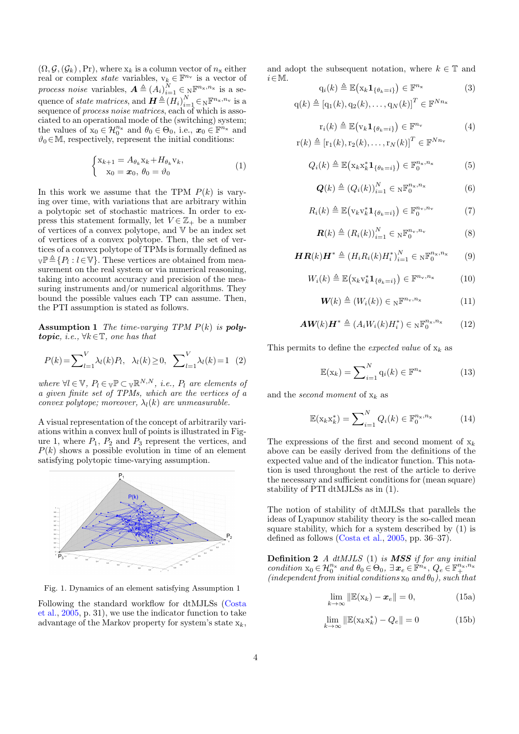$(\Omega, \mathcal{G}, (\mathcal{G}_k), \Pr)$, where $\mathrm{x}_k$ is a column vector of $n_\mathrm{x}$ either real or complex *state* variables, $\mathrm{v}_k \in \mathbb{F}^{n_\mathrm{v}}$ is a vector of *process noise* variables, $\boldsymbol{A} \triangleq (A_i)_{i=1}^N \in {}_N\mathbb{F}^{n_\mathrm{x}, n_\mathrm{x}}$ is a sequence of *state matrices*, and $\boldsymbol{H} \triangleq (H_i)_{i=1}^N \in {}_N\mathbb{F}^{n_\mathrm{x}, n_\mathrm{v}}$ is a sequence of *process noise matrices*, each of which is associated to an operational mode of the (switching) system; the values of $\mathrm{x}_0 \in \mathcal{H}_0^{n_\mathrm{x}}$ and $\theta_0 \in \Theta_0$, i.e., $\boldsymbol{x}_0 \in \mathbb{F}^{n_\mathrm{x}}$ and $\vartheta_0 \in \mathbb{M}$, respectively, represent the initial conditions:

$$\begin{cases} \mathrm{x}_{k+1} = A_{\theta_k}\mathrm{x}_k + H_{\theta_k}\mathrm{v}_k, \\ \mathrm{x}_0 = \boldsymbol{x}_0,\ \theta_0 = \vartheta_0 \end{cases} \tag{1}$$

In this work we assume that the TPM $P(k)$ is varying over time, with variations that are arbitrary within a polytopic set of stochastic matrices. In order to express this statement formally, let $V \in \mathbb{Z}_+$ be a number of vertices of a convex polytope, and $\mathbb{V}$ be an index set of vertices of a convex polytope. Then, the set of vertices of a convex polytope of TPMs is formally defined as ${}_\mathbb{V}\mathbb{P} \triangleq \{P_l : l \in \mathbb{V}\}$. These vertices are obtained from measurement on the real system or via numerical reasoning, taking into account accuracy and precision of the measuring instruments and/or numerical algorithms. They bound the possible values each TP can assume. Then, the PTI assumption is stated as follows.

**Assumption 1** *The time-varying TPM $P(k)$ is* ***polytopic****, i.e., $\forall k \in \mathbb{T}$, one has that*

$$P(k) = \sum_{l=1}^{V} \lambda_l(k) P_l, \quad \lambda_l(k) \geq 0, \quad \sum_{l=1}^{V} \lambda_l(k) = 1 \tag{2}$$

*where $\forall l \in \mathbb{V}$, $P_l \in {}_\mathbb{V}\mathbb{P} \subset {}_\mathbb{V}\mathbb{R}^{N,N}$, i.e., $P_l$ are elements of a given finite set of TPMs, which are the vertices of a convex polytope; moreover, $\lambda_l(k)$ are unmeasurable.*

A visual representation of the concept of arbitrarily variations within a convex hull of points is illustrated in Figure 1, where $P_1$, $P_2$ and $P_3$ represent the vertices, and $P(k)$ shows a possible evolution in time of an element satisfying polytopic time-varying assumption.

Fig. 1. Dynamics of an element satisfying Assumption 1

Following the standard workflow for dtMJLSs (Costa et al., 2005, p. 31), we use the indicator function to take advantage of the Markov property for system's state $\mathrm{x}_k$, and adopt the subsequent notation, where $k \in \mathbb{T}$ and $i \in \mathbb{M}$.

$$\mathrm{q}_i(k) \triangleq \mathbb{E}\big(\mathrm{x}_k \mathbf{1}_{\{\theta_k = i\}}\big) \in \mathbb{F}^{n_\mathrm{x}} \tag{3}$$
$$\mathrm{q}(k) \triangleq [\mathrm{q}_1(k), \mathrm{q}_2(k), \ldots, \mathrm{q}_N(k)]^T \in \mathbb{F}^{N n_\mathrm{x}}$$

$$\mathrm{r}_i(k) \triangleq \mathbb{E}\big(\mathrm{v}_k \mathbf{1}_{\{\theta_k = i\}}\big) \in \mathbb{F}^{n_\mathrm{v}} \tag{4}$$
$$\mathrm{r}(k) \triangleq [\mathrm{r}_1(k), \mathrm{r}_2(k), \ldots, \mathrm{r}_N(k)]^T \in \mathbb{F}^{N n_\mathrm{v}}$$

$$Q_i(k) \triangleq \mathbb{E}\big(\mathrm{x}_k \mathrm{x}_k^* \mathbf{1}_{\{\theta_k = i\}}\big) \in \mathbb{F}_0^{n_\mathrm{x}, n_\mathrm{x}} \tag{5}$$

$$\boldsymbol{Q}(k) \triangleq (Q_i(k))_{i=1}^N \in {}_N\mathbb{F}_0^{n_\mathrm{x}, n_\mathrm{x}} \tag{6}$$

$$R_i(k) \triangleq \mathbb{E}\big(\mathrm{v}_k \mathrm{v}_k^* \mathbf{1}_{\{\theta_k = i\}}\big) \in \mathbb{F}_0^{n_\mathrm{v}, n_\mathrm{v}} \tag{7}$$

$$\boldsymbol{R}(k) \triangleq (R_i(k))_{i=1}^N \in {}_N\mathbb{F}_0^{n_\mathrm{v}, n_\mathrm{v}} \tag{8}$$

$$\boldsymbol{H}\boldsymbol{R}(k)\boldsymbol{H}^* \triangleq (H_i R_i(k) H_i^*)_{i=1}^N \in {}_N\mathbb{F}_0^{n_\mathrm{x}, n_\mathrm{x}} \tag{9}$$

$$W_i(k) \triangleq \mathbb{E}\big(\mathrm{x}_k \mathrm{v}_k^* \mathbf{1}_{\{\theta_k = i\}}\big) \in \mathbb{F}^{n_\mathrm{v}, n_\mathrm{x}} \tag{10}$$

$$\boldsymbol{W}(k) \triangleq (W_i(k)) \in {}_N\mathbb{F}^{n_\mathrm{v}, n_\mathrm{x}} \tag{11}$$

$$\boldsymbol{A}\boldsymbol{W}(k)\boldsymbol{H}^* \triangleq (A_i W_i(k) H_i^*) \in {}_N\mathbb{F}_0^{n_\mathrm{x}, n_\mathrm{x}} \tag{12}$$

This permits to define the *expected value* of $\mathrm{x}_k$ as

$$\mathbb{E}(\mathrm{x}_k) = \sum_{i=1}^{N} \mathrm{q}_i(k) \in \mathbb{F}^{n_\mathrm{x}} \tag{13}$$

and the *second moment* of $\mathrm{x}_k$ as

$$\mathbb{E}(\mathrm{x}_k \mathrm{x}_k^*) = \sum_{i=1}^{N} Q_i(k) \in \mathbb{F}_0^{n_\mathrm{x}, n_\mathrm{x}} \tag{14}$$

The expressions of the first and second moment of $\mathrm{x}_k$ above can be easily derived from the definitions of the expected value and of the indicator function. This notation is used throughout the rest of the article to derive the necessary and sufficient conditions for (mean square) stability of PTI dtMJLSs as in (1).

The notion of stability of dtMJLSs that parallels the ideas of Lyapunov stability theory is the so-called mean square stability, which for a system described by (1) is defined as follows (Costa et al., 2005, pp. 36–37).

**Definition 2** *A dtMJLS (1) is* ***MSS*** *if for any initial condition $\mathrm{x}_0 \in \mathcal{H}_0^{n_\mathrm{x}}$ and $\theta_0 \in \Theta_0$, $\exists \boldsymbol{x}_e \in \mathbb{F}^{n_\mathrm{x}}$, $Q_e \in \mathbb{F}_+^{n_\mathrm{x}, n_\mathrm{x}}$ (independent from initial conditions $\mathrm{x}_0$ and $\theta_0$), such that*

$$\lim_{k \to \infty} \|\mathbb{E}(\mathrm{x}_k) - \boldsymbol{x}_e\| = 0, \tag{15a}$$

$$\lim_{k \to \infty} \|\mathbb{E}(\mathrm{x}_k \mathrm{x}_k^*) - Q_e\| = 0 \tag{15b}$$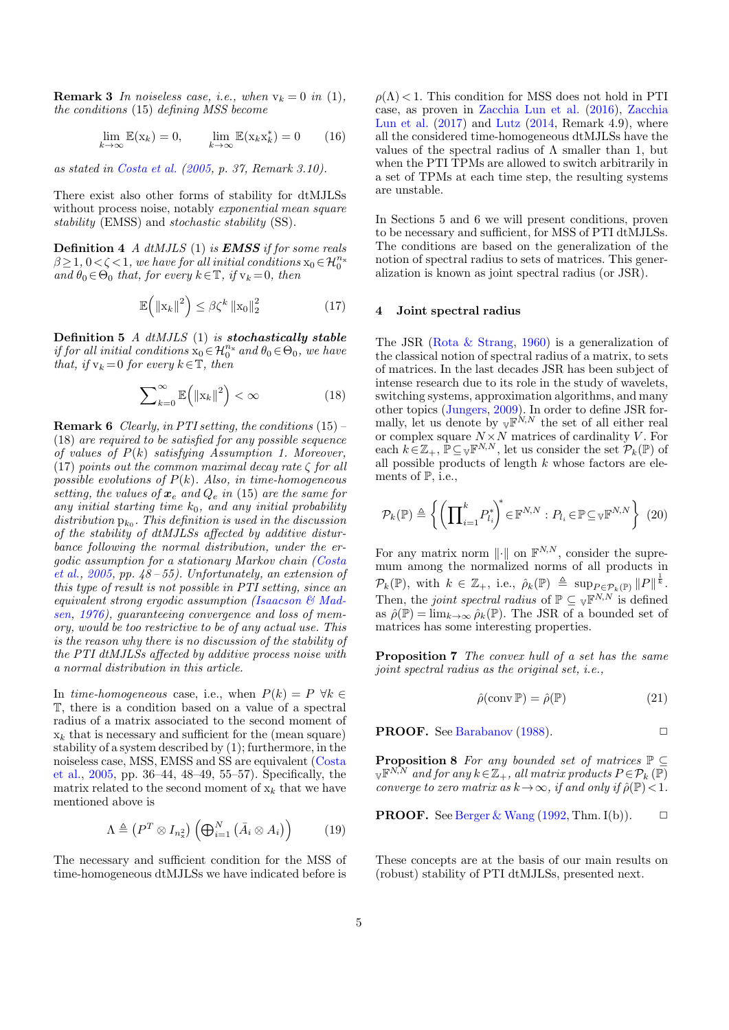**Remark 3** *In noiseless case, i.e., when* $\mathrm{v}_k = 0$ *in* (1)*, the conditions* (15) *defining MSS become*

$$\lim_{k\to\infty} \mathbb{E}(\mathrm{x}_k) = 0, \qquad \lim_{k\to\infty} \mathbb{E}(\mathrm{x}_k \mathrm{x}_k^*) = 0 \tag{16}$$

*as stated in Costa et al. (2005, p. 37, Remark 3.10).*

There exist also other forms of stability for dtMJLSs without process noise, notably *exponential mean square stability* (EMSS) and *stochastic stability* (SS).

**Definition 4** *A dtMJLS* (1) *is* ***EMSS*** *if for some reals* $\beta \geq 1$, $0 < \zeta < 1$*, we have for all initial conditions* $\mathrm{x}_0 \in \mathcal{H}_0^{n_x}$ *and* $\theta_0 \in \Theta_0$ *that, for every* $k \in \mathbb{T}$*, if* $\mathrm{v}_k = 0$*, then*

$$\mathbb{E}\left(\|\mathrm{x}_k\|^2\right) \leq \beta \zeta^k \|\mathrm{x}_0\|_2^2 \tag{17}$$

**Definition 5** *A dtMJLS* (1) *is* ***stochastically stable*** *if for all initial conditions* $\mathrm{x}_0 \in \mathcal{H}_0^{n_x}$ *and* $\theta_0 \in \Theta_0$*, we have that, if* $\mathrm{v}_k = 0$ *for every* $k \in \mathbb{T}$*, then*

$$\sum_{k=0}^{\infty} \mathbb{E}\left(\|\mathrm{x}_k\|^2\right) < \infty \tag{18}$$

**Remark 6** *Clearly, in PTI setting, the conditions* (15) *–* (18) *are required to be satisfied for any possible sequence of values of* $P(k)$ *satisfying Assumption 1. Moreover,* (17) *points out the common maximal decay rate* $\zeta$ *for all possible evolutions of* $P(k)$*. Also, in time-homogeneous setting, the values of* $\boldsymbol{x}_e$ *and* $Q_e$ *in* (15) *are the same for any initial starting time* $k_0$*, and any initial probability distribution* $\mathrm{p}_{k_0}$*. This definition is used in the discussion of the stability of dtMJLSs affected by additive disturbance following the normal distribution, under the ergodic assumption for a stationary Markov chain (Costa et al., 2005, pp. 48 – 55). Unfortunately, an extension of this type of result is not possible in PTI setting, since an equivalent strong ergodic assumption (Isaacson & Madsen, 1976), guaranteeing convergence and loss of memory, would be too restrictive to be of any actual use. This is the reason why there is no discussion of the stability of the PTI dtMJLSs affected by additive process noise with a normal distribution in this article.*

In *time-homogeneous* case, i.e., when $P(k) = P \ \forall k \in \mathbb{T}$, there is a condition based on a value of a spectral radius of a matrix associated to the second moment of $\mathrm{x}_k$ that is necessary and sufficient for the (mean square) stability of a system described by (1); furthermore, in the noiseless case, MSS, EMSS and SS are equivalent (Costa et al., 2005, pp. 36–44, 48–49, 55–57). Specifically, the matrix related to the second moment of $\mathrm{x}_k$ that we have mentioned above is

$$\Lambda \triangleq \left(P^T \otimes I_{n_x^2}\right) \left(\bigoplus_{i=1}^N \left(\bar{A}_i \otimes A_i\right)\right) \tag{19}$$

The necessary and sufficient condition for the MSS of time-homogeneous dtMJLSs we have indicated before is $\rho(\Lambda) < 1$. This condition for MSS does not hold in PTI case, as proven in Zacchia Lun et al. (2016), Zacchia Lun et al. (2017) and Lutz (2014, Remark 4.9), where all the considered time-homogeneous dtMJLSs have the values of the spectral radius of $\Lambda$ smaller than 1, but when the PTI TPMs are allowed to switch arbitrarily in a set of TPMs at each time step, the resulting systems are unstable.

In Sections 5 and 6 we will present conditions, proven to be necessary and sufficient, for MSS of PTI dtMJLSs. The conditions are based on the generalization of the notion of spectral radius to sets of matrices. This generalization is known as joint spectral radius (or JSR).

## 4 Joint spectral radius

The JSR (Rota & Strang, 1960) is a generalization of the classical notion of spectral radius of a matrix, to sets of matrices. In the last decades JSR has been subject of intense research due to its role in the study of wavelets, switching systems, approximation algorithms, and many other topics (Jungers, 2009). In order to define JSR formally, let us denote by ${}_{\mathbb{V}}\mathbb{F}^{N,N}$ the set of all either real or complex square $N \times N$ matrices of cardinality $V$. For each $k \in \mathbb{Z}_+$, $\mathbb{P} \subseteq {}_{\mathbb{V}}\mathbb{F}^{N,N}$, let us consider the set $\mathcal{P}_k(\mathbb{P})$ of all possible products of length $k$ whose factors are elements of $\mathbb{P}$, i.e.,

$$\mathcal{P}_k(\mathbb{P}) \triangleq \left\{ \left(\prod_{i=1}^k P_{l_i}^*\right)^* \in \mathbb{F}^{N,N} : P_{l_i} \in \mathbb{P} \subseteq {}_{\mathbb{V}}\mathbb{F}^{N,N} \right\} \tag{20}$$

For any matrix norm $\|\cdot\|$ on $\mathbb{F}^{N,N}$, consider the supremum among the normalized norms of all products in $\mathcal{P}_k(\mathbb{P})$, with $k \in \mathbb{Z}_+$, i.e., $\hat{\rho}_k(\mathbb{P}) \triangleq \sup_{P \in \mathcal{P}_k(\mathbb{P})} \|P\|^{\frac{1}{k}}$. Then, the *joint spectral radius* of $\mathbb{P} \subseteq {}_{\mathbb{V}}\mathbb{F}^{N,N}$ is defined as $\hat{\rho}(\mathbb{P}) = \lim_{k\to\infty} \hat{\rho}_k(\mathbb{P})$. The JSR of a bounded set of matrices has some interesting properties.

**Proposition 7** *The convex hull of a set has the same joint spectral radius as the original set, i.e.,*

$$\hat{\rho}(\operatorname{conv} \mathbb{P}) = \hat{\rho}(\mathbb{P}) \tag{21}$$

**PROOF.** See Barabanov (1988). □

**Proposition 8** *For any bounded set of matrices* $\mathbb{P} \subseteq {}_{\mathbb{V}}\mathbb{F}^{N,N}$ *and for any* $k \in \mathbb{Z}_+$*, all matrix products* $P \in \mathcal{P}_k(\mathbb{P})$ *converge to zero matrix as* $k \to \infty$*, if and only if* $\hat{\rho}(\mathbb{P}) < 1$*.*

**PROOF.** See Berger & Wang (1992, Thm. I(b)). □

These concepts are at the basis of our main results on (robust) stability of PTI dtMJLSs, presented next.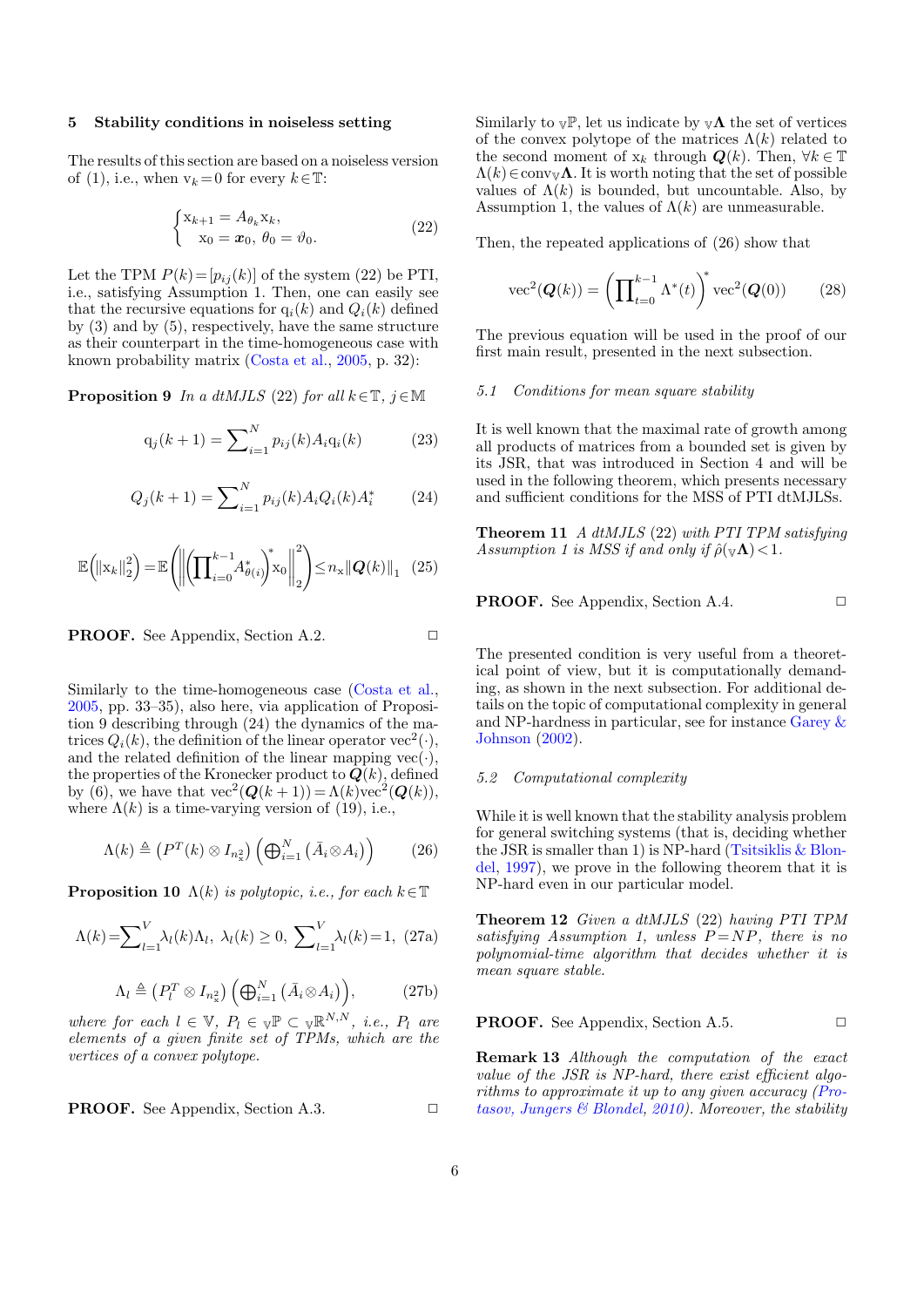## 5 Stability conditions in noiseless setting

The results of this section are based on a noiseless version of (1), i.e., when $\mathrm{v}_k = 0$ for every $k \in \mathbb{T}$:

$$\begin{cases} \mathrm{x}_{k+1} = A_{\theta_k} \mathrm{x}_k, \\ \mathrm{x}_0 = \boldsymbol{x}_0, \ \theta_0 = \vartheta_0. \end{cases} \tag{22}$$

Let the TPM $P(k) = [p_{ij}(k)]$ of the system (22) be PTI, i.e., satisfying Assumption 1. Then, one can easily see that the recursive equations for $\mathrm{q}_i(k)$ and $Q_i(k)$ defined by (3) and by (5), respectively, have the same structure as their counterpart in the time-homogeneous case with known probability matrix (Costa et al., 2005, p. 32):

**Proposition 9** *In a dtMJLS (22) for all $k \in \mathbb{T}$, $j \in \mathbb{M}$*

$$\mathrm{q}_j(k+1) = \sum\nolimits_{i=1}^{N} p_{ij}(k) A_i \mathrm{q}_i(k) \tag{23}$$

$$Q_j(k+1) = \sum\nolimits_{i=1}^{N} p_{ij}(k) A_i Q_i(k) A_i^* \tag{24}$$

$$\mathbb{E}\left(\|\mathrm{x}_k\|_2^2\right) = \mathbb{E}\left(\left\|\left(\prod\nolimits_{i=0}^{k-1} A_{\theta(i)}^*\right)^* \mathrm{x}_0\right\|_2^2\right) \leq n_{\mathrm{x}} \|\boldsymbol{Q}(k)\|_1 \tag{25}$$

**PROOF.** See Appendix, Section A.2. □

Similarly to the time-homogeneous case (Costa et al., 2005, pp. 33–35), also here, via application of Proposition 9 describing through (24) the dynamics of the matrices $Q_i(k)$, the definition of the linear operator $\mathrm{vec}^2(\cdot)$, and the related definition of the linear mapping $\mathrm{vec}(\cdot)$, the properties of the Kronecker product to $\boldsymbol{Q}(k)$, defined by (6), we have that $\mathrm{vec}^2(\boldsymbol{Q}(k+1)) = \Lambda(k)\mathrm{vec}^2(\boldsymbol{Q}(k))$, where $\Lambda(k)$ is a time-varying version of (19), i.e.,

$$\Lambda(k) \triangleq \left(P^T(k) \otimes I_{n_{\mathrm{x}}^2}\right)\left(\bigoplus\nolimits_{i=1}^{N} \left(\bar{A}_i \otimes A_i\right)\right) \tag{26}$$

**Proposition 10** *$\Lambda(k)$ is polytopic, i.e., for each $k \in \mathbb{T}$*

$$\Lambda(k) = \sum\nolimits_{l=1}^{V} \lambda_l(k)\Lambda_l, \ \lambda_l(k) \geq 0, \ \sum\nolimits_{l=1}^{V} \lambda_l(k) = 1, \tag{27a}$$

$$\Lambda_l \triangleq \left(P_l^T \otimes I_{n_{\mathrm{x}}^2}\right)\left(\bigoplus\nolimits_{i=1}^{N} \left(\bar{A}_i \otimes A_i\right)\right), \tag{27b}$$

*where for each $l \in \mathbb{V}$, $P_l \in {}_{\mathbb{V}}\mathbb{P} \subset {}_{\mathbb{V}}\mathbb{R}^{N,N}$, i.e., $P_l$ are elements of a given finite set of TPMs, which are the vertices of a convex polytope.*

**PROOF.** See Appendix, Section A.3. □

Similarly to ${}_{\mathbb{V}}\mathbb{P}$, let us indicate by ${}_{\mathbb{V}}\boldsymbol{\Lambda}$ the set of vertices of the convex polytope of the matrices $\Lambda(k)$ related to the second moment of $\mathrm{x}_k$ through $\boldsymbol{Q}(k)$. Then, $\forall k \in \mathbb{T}$ $\Lambda(k) \in \mathrm{conv}_{\mathbb{V}}\boldsymbol{\Lambda}$. It is worth noting that the set of possible values of $\Lambda(k)$ is bounded, but uncountable. Also, by Assumption 1, the values of $\Lambda(k)$ are unmeasurable.

Then, the repeated applications of (26) show that

$$\mathrm{vec}^2(\boldsymbol{Q}(k)) = \left(\prod\nolimits_{t=0}^{k-1} \Lambda^*(t)\right)^* \mathrm{vec}^2(\boldsymbol{Q}(0)) \tag{28}$$

The previous equation will be used in the proof of our first main result, presented in the next subsection.

### 5.1 Conditions for mean square stability

It is well known that the maximal rate of growth among all products of matrices from a bounded set is given by its JSR, that was introduced in Section 4 and will be used in the following theorem, which presents necessary and sufficient conditions for the MSS of PTI dtMJLSs.

**Theorem 11** *A dtMJLS (22) with PTI TPM satisfying Assumption 1 is MSS if and only if $\hat{\rho}({}_{\mathbb{V}}\boldsymbol{\Lambda}) < 1$.*

**PROOF.** See Appendix, Section A.4. □

The presented condition is very useful from a theoretical point of view, but it is computationally demanding, as shown in the next subsection. For additional details on the topic of computational complexity in general and NP-hardness in particular, see for instance Garey & Johnson (2002).

### 5.2 Computational complexity

While it is well known that the stability analysis problem for general switching systems (that is, deciding whether the JSR is smaller than 1) is NP-hard (Tsitsiklis & Blondel, 1997), we prove in the following theorem that it is NP-hard even in our particular model.

**Theorem 12** *Given a dtMJLS (22) having PTI TPM satisfying Assumption 1, unless $P = NP$, there is no polynomial-time algorithm that decides whether it is mean square stable.*

**PROOF.** See Appendix, Section A.5. □

**Remark 13** *Although the computation of the exact value of the JSR is NP-hard, there exist efficient algorithms to approximate it up to any given accuracy (Protasov, Jungers & Blondel, 2010). Moreover, the stability*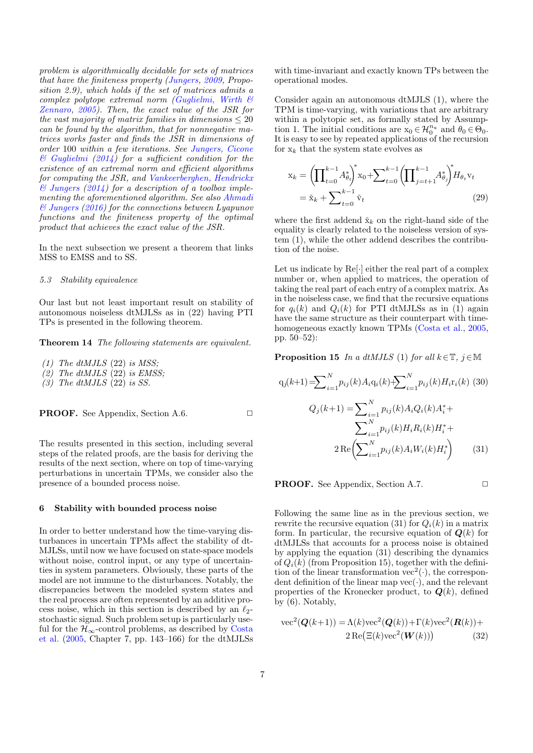*problem is algorithmically decidable for sets of matrices that have the finiteness property (Jungers, 2009, Proposition 2.9), which holds if the set of matrices admits a complex polytope extremal norm (Guglielmi, Wirth & Zennaro, 2005). Then, the exact value of the JSR for the vast majority of matrix families in dimensions $\leq 20$ can be found by the algorithm, that for nonnegative matrices works faster and finds the JSR in dimensions of order 100 within a few iterations. See Jungers, Cicone & Guglielmi (2014) for a sufficient condition for the existence of an extremal norm and efficient algorithms for computing the JSR, and Vankeerberghen, Hendrickx & Jungers (2014) for a description of a toolbox implementing the aforementioned algorithm. See also Ahmadi & Jungers (2016) for the connections between Lyapunov functions and the finiteness property of the optimal product that achieves the exact value of the JSR.*

In the next subsection we present a theorem that links MSS to EMSS and to SS.

### 5.3 Stability equivalence

Our last but not least important result on stability of autonomous noiseless dtMJLSs as in (22) having PTI TPs is presented in the following theorem.

**Theorem 14** *The following statements are equivalent.*

*(1) The dtMJLS (22) is MSS;*
*(2) The dtMJLS (22) is EMSS;*
*(3) The dtMJLS (22) is SS.*

**PROOF.** See Appendix, Section A.6. □

The results presented in this section, including several steps of the related proofs, are the basis for deriving the results of the next section, where on top of time-varying perturbations in uncertain TPMs, we consider also the presence of a bounded process noise.

## 6 Stability with bounded process noise

In order to better understand how the time-varying disturbances in uncertain TPMs affect the stability of dtMJLSs, until now we have focused on state-space models without noise, control input, or any type of uncertainties in system parameters. Obviously, these parts of the model are not immune to the disturbances. Notably, the discrepancies between the modeled system states and the real process are often represented by an additive process noise, which in this section is described by an $\ell_2$-stochastic signal. Such problem setup is particularly useful for the $\mathcal{H}_\infty$-control problems, as described by Costa et al. (2005, Chapter 7, pp. 143–166) for the dtMJLSs with time-invariant and exactly known TPs between the operational modes.

Consider again an autonomous dtMJLS (1), where the TPM is time-varying, with variations that are arbitrary within a polytopic set, as formally stated by Assumption 1. The initial conditions are $\mathrm{x}_0 \in \mathcal{H}_0^{n_\mathrm{x}}$ and $\theta_0 \in \Theta_0$. It is easy to see by repeated applications of the recursion for $\mathrm{x}_k$ that the system state evolves as

$$
\begin{aligned}
\mathrm{x}_k &= \left(\prod_{t=0}^{k-1} A_{\theta_t}^*\right)^{\!*} \mathrm{x}_0 + \sum_{t=0}^{k-1}\left(\prod_{j=t+1}^{k-1} A_{\theta_j}^*\right)^{\!*} H_{\theta_t}\mathrm{v}_t \\
&= \check{\mathrm{x}}_k + \sum_{t=0}^{k-1}\check{\mathrm{v}}_t
\end{aligned}
\tag{29}
$$

where the first addend $\check{\mathrm{x}}_k$ on the right-hand side of the equality is clearly related to the noiseless version of system (1), while the other addend describes the contribution of the noise.

Let us indicate by $\mathrm{Re}[\cdot]$ either the real part of a complex number or, when applied to matrices, the operation of taking the real part of each entry of a complex matrix. As in the noiseless case, we find that the recursive equations for $q_i(k)$ and $Q_i(k)$ for PTI dtMJLSs as in (1) again have the same structure as their counterpart with time-homogeneous exactly known TPMs (Costa et al., 2005, pp. 50–52):

**Proposition 15** *In a dtMJLS (1) for all $k \in \mathbb{T}$, $j \in \mathbb{M}$*

$$
\mathrm{q}_j(k+1) = \sum_{i=1}^{N} p_{ij}(k) A_i \mathrm{q}_i(k) + \sum_{i=1}^{N} p_{ij}(k) H_i \mathrm{r}_i(k) \tag{30}
$$

$$
\begin{aligned}
Q_j(k+1) = &\sum_{i=1}^{N} p_{ij}(k) A_i Q_i(k) A_i^* + \\
&\sum_{i=1}^{N} p_{ij}(k) H_i R_i(k) H_i^* + \\
&2\,\mathrm{Re}\!\left(\sum_{i=1}^{N} p_{ij}(k) A_i W_i(k) H_i^*\right)
\end{aligned}
\tag{31}
$$

**PROOF.** See Appendix, Section A.7. □

Following the same line as in the previous section, we rewrite the recursive equation (31) for $Q_i(k)$ in a matrix form. In particular, the recursive equation of $\boldsymbol{Q}(k)$ for dtMJLSs that accounts for a process noise is obtained by applying the equation (31) describing the dynamics of $Q_i(k)$ (from Proposition 15), together with the definition of the linear transformation $\mathrm{vec}^2(\cdot)$, the correspondent definition of the linear map $\mathrm{vec}(\cdot)$, and the relevant properties of the Kronecker product, to $\boldsymbol{Q}(k)$, defined by (6). Notably,

$$
\begin{aligned}
\mathrm{vec}^2(\boldsymbol{Q}(k+1)) = \Lambda(k)\mathrm{vec}^2(\boldsymbol{Q}(k)) + \Gamma(k)\mathrm{vec}^2(\boldsymbol{R}(k)) + \\
2\,\mathrm{Re}\big(\Xi(k)\mathrm{vec}^2(\boldsymbol{W}(k))\big)
\end{aligned}
\tag{32}
$$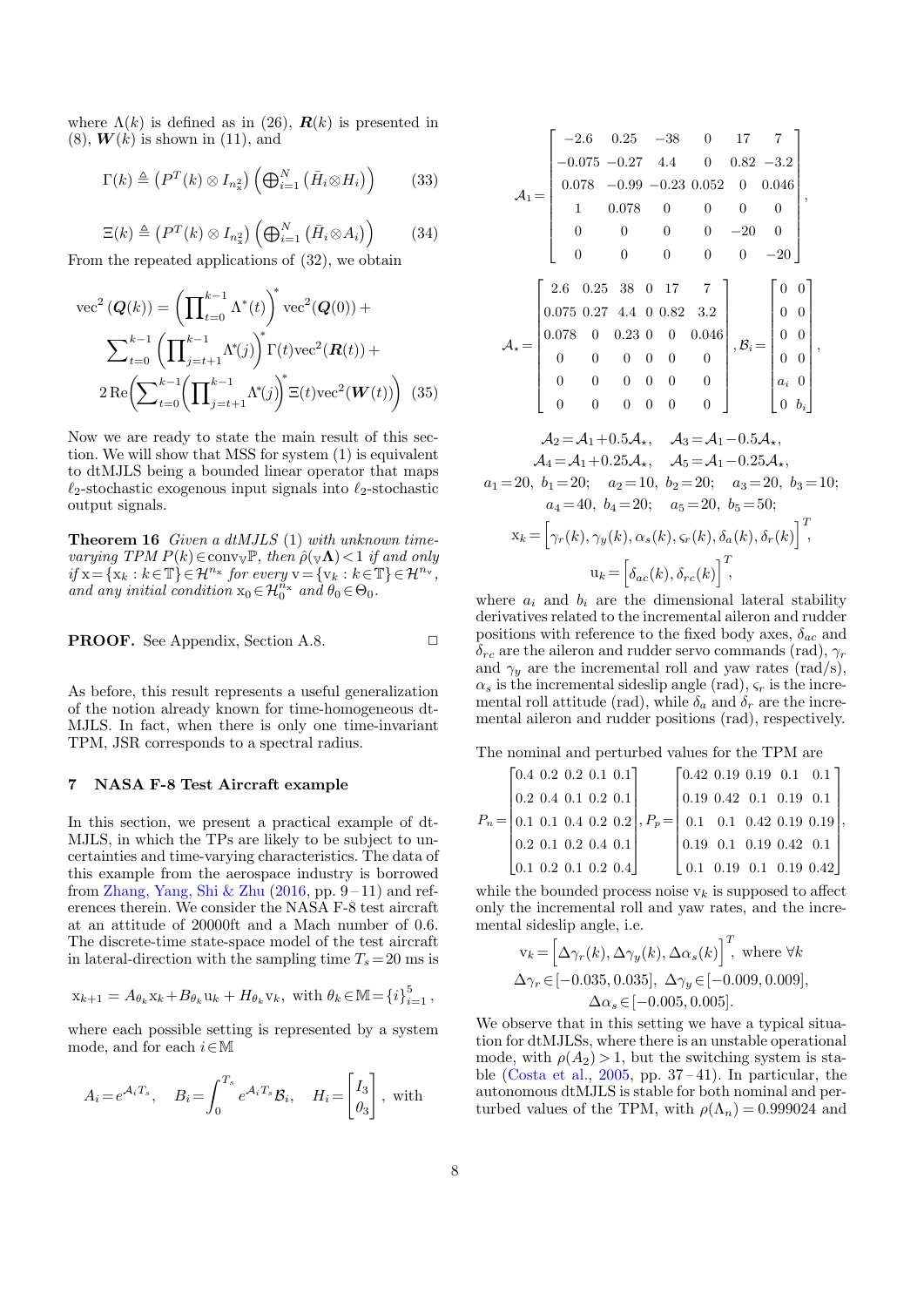where $\Lambda(k)$ is defined as in (26), $\boldsymbol{R}(k)$ is presented in (8), $\boldsymbol{W}(k)$ is shown in (11), and

$$\Gamma(k) \triangleq \left(P^T(k) \otimes I_{n_x^2}\right) \left(\oplus_{i=1}^N \left(\bar{H}_i \otimes H_i\right)\right) \tag{33}$$

$$\Xi(k) \triangleq \left(P^T(k) \otimes I_{n_x^2}\right) \left(\oplus_{i=1}^N \left(\bar{H}_i \otimes A_i\right)\right) \tag{34}$$

From the repeated applications of (32), we obtain

$$\begin{aligned}\mathrm{vec}^2\left(\boldsymbol{Q}(k)\right) = &\left(\prod_{t=0}^{k-1} \Lambda^*(t)\right)^* \mathrm{vec}^2(\boldsymbol{Q}(0)) + \\ &\sum_{t=0}^{k-1} \left(\prod_{j=t+1}^{k-1} \Lambda^*(j)\right)^* \Gamma(t)\mathrm{vec}^2(\boldsymbol{R}(t)) + \\ &2\,\mathrm{Re}\left(\sum_{t=0}^{k-1}\left(\prod_{j=t+1}^{k-1} \Lambda^*(j)\right)^* \Xi(t)\mathrm{vec}^2(\boldsymbol{W}(t))\right)\end{aligned} \tag{35}$$

Now we are ready to state the main result of this section. We will show that MSS for system (1) is equivalent to dtMJLS being a bounded linear operator that maps $\ell_2$-stochastic exogenous input signals into $\ell_2$-stochastic output signals.

**Theorem 16** *Given a dtMJLS* (1) *with unknown time-varying TPM* $P(k)\in\mathrm{conv}_{\mathbb{V}}\mathbb{P}$, *then* $\hat{\rho}(_{\mathbb{V}}\boldsymbol{\Lambda})<1$ *if and only if* $\mathrm{x}=\{\mathrm{x}_k : k\in\mathbb{T}\}\in\mathcal{H}^{n_x}$ *for every* $\mathrm{v}=\{\mathrm{v}_k : k\in\mathbb{T}\}\in\mathcal{H}^{n_v}$, *and any initial condition* $\mathrm{x}_0\in\mathcal{H}_0^{n_x}$ *and* $\theta_0\in\Theta_0$.

**PROOF.** See Appendix, Section A.8. □

As before, this result represents a useful generalization of the notion already known for time-homogeneous dtMJLS. In fact, when there is only one time-invariant TPM, JSR corresponds to a spectral radius.

## 7 NASA F-8 Test Aircraft example

In this section, we present a practical example of dtMJLS, in which the TPs are likely to be subject to uncertainties and time-varying characteristics. The data of this example from the aerospace industry is borrowed from Zhang, Yang, Shi & Zhu (2016, pp. 9 – 11) and references therein. We consider the NASA F-8 test aircraft at an attitude of 20000ft and a Mach number of 0.6. The discrete-time state-space model of the test aircraft in lateral-direction with the sampling time $T_s = 20$ ms is

$$\mathrm{x}_{k+1} = A_{\theta_k}\mathrm{x}_k + B_{\theta_k}\mathrm{u}_k + H_{\theta_k}\mathrm{v}_k, \text{ with } \theta_k\in\mathbb{M}=\{i\}_{i=1}^5,$$

where each possible setting is represented by a system mode, and for each $i\in\mathbb{M}$

$$A_i = e^{\mathcal{A}_i T_s}, \quad B_i = \int_0^{T_s} e^{\mathcal{A}_i T_s}\mathcal{B}_i, \quad H_i = \begin{bmatrix} I_3 \\ 0_3 \end{bmatrix}, \text{ with}$$

$$\mathcal{A}_1 = \begin{bmatrix} -2.6 & 0.25 & -38 & 0 & 17 & 7 \\ -0.075 & -0.27 & 4.4 & 0 & 0.82 & -3.2 \\ 0.078 & -0.99 & -0.23 & 0.052 & 0 & 0.046 \\ 1 & 0.078 & 0 & 0 & 0 & 0 \\ 0 & 0 & 0 & 0 & -20 & 0 \\ 0 & 0 & 0 & 0 & 0 & -20 \end{bmatrix},$$

$$\mathcal{A}_\star = \begin{bmatrix} 2.6 & 0.25 & 38 & 0 & 17 & 7 \\ 0.075 & 0.27 & 4.4 & 0 & 0.82 & 3.2 \\ 0.078 & 0 & 0.23 & 0 & 0 & 0.046 \\ 0 & 0 & 0 & 0 & 0 & 0 \\ 0 & 0 & 0 & 0 & 0 & 0 \\ 0 & 0 & 0 & 0 & 0 & 0 \end{bmatrix}, \mathcal{B}_i = \begin{bmatrix} 0 & 0 \\ 0 & 0 \\ 0 & 0 \\ 0 & 0 \\ a_i & 0 \\ 0 & b_i \end{bmatrix},$$

$$\mathcal{A}_2 = \mathcal{A}_1 + 0.5\mathcal{A}_\star, \quad \mathcal{A}_3 = \mathcal{A}_1 - 0.5\mathcal{A}_\star,$$
$$\mathcal{A}_4 = \mathcal{A}_1 + 0.25\mathcal{A}_\star, \quad \mathcal{A}_5 = \mathcal{A}_1 - 0.25\mathcal{A}_\star,$$
$$a_1 = 20,\ b_1 = 20; \quad a_2 = 10,\ b_2 = 20; \quad a_3 = 20,\ b_3 = 10;$$
$$a_4 = 40,\ b_4 = 20; \quad a_5 = 20,\ b_5 = 50;$$
$$\mathrm{x}_k = \left[\gamma_r(k), \gamma_y(k), \alpha_s(k), \varsigma_r(k), \delta_a(k), \delta_r(k)\right]^T,$$
$$\mathrm{u}_k = \left[\delta_{ac}(k), \delta_{rc}(k)\right]^T,$$

where $a_i$ and $b_i$ are the dimensional lateral stability derivatives related to the incremental aileron and rudder positions with reference to the fixed body axes, $\delta_{ac}$ and $\delta_{rc}$ are the aileron and rudder servo commands (rad), $\gamma_r$ and $\gamma_y$ are the incremental roll and yaw rates (rad/s), $\alpha_s$ is the incremental sideslip angle (rad), $\varsigma_r$ is the incremental roll attitude (rad), while $\delta_a$ and $\delta_r$ are the incremental aileron and rudder positions (rad), respectively.

The nominal and perturbed values for the TPM are

$$P_n = \begin{bmatrix} 0.4 & 0.2 & 0.2 & 0.1 & 0.1 \\ 0.2 & 0.4 & 0.1 & 0.2 & 0.1 \\ 0.1 & 0.1 & 0.4 & 0.2 & 0.2 \\ 0.2 & 0.1 & 0.2 & 0.4 & 0.1 \\ 0.1 & 0.2 & 0.1 & 0.2 & 0.4 \end{bmatrix}, P_p = \begin{bmatrix} 0.42 & 0.19 & 0.19 & 0.1 & 0.1 \\ 0.19 & 0.42 & 0.1 & 0.19 & 0.1 \\ 0.1 & 0.1 & 0.42 & 0.19 & 0.19 \\ 0.19 & 0.1 & 0.19 & 0.42 & 0.1 \\ 0.1 & 0.19 & 0.1 & 0.19 & 0.42 \end{bmatrix},$$

while the bounded process noise $\mathrm{v}_k$ is supposed to affect only the incremental roll and yaw rates, and the incremental sideslip angle, i.e.

$$\mathrm{v}_k = \left[\Delta\gamma_r(k), \Delta\gamma_y(k), \Delta\alpha_s(k)\right]^T, \text{ where } \forall k$$
$$\Delta\gamma_r \in [-0.035, 0.035],\ \Delta\gamma_y \in [-0.009, 0.009],$$
$$\Delta\alpha_s \in [-0.005, 0.005].$$

We observe that in this setting we have a typical situation for dtMJLSs, where there is an unstable operational mode, with $\rho(A_2) > 1$, but the switching system is stable (Costa et al., 2005, pp. 37 – 41). In particular, the autonomous dtMJLS is stable for both nominal and perturbed values of the TPM, with $\rho(\Lambda_n) = 0.999024$ and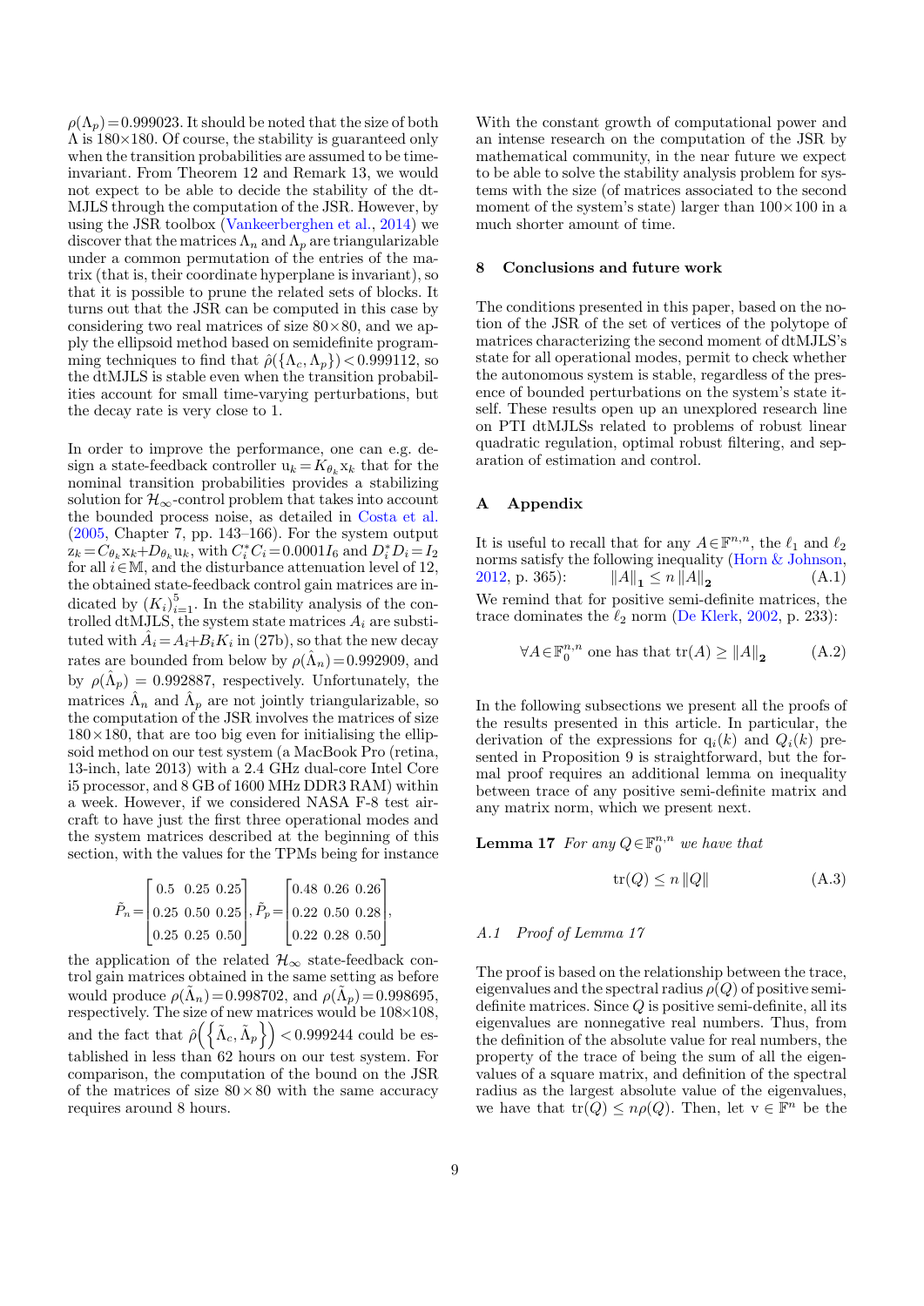$\rho(\Lambda_p)=0.999023$. It should be noted that the size of both $\Lambda$ is $180{\times}180$. Of course, the stability is guaranteed only when the transition probabilities are assumed to be time-invariant. From Theorem 12 and Remark 13, we would not expect to be able to decide the stability of the dt-MJLS through the computation of the JSR. However, by using the JSR toolbox (Vankeerberghen et al., 2014) we discover that the matrices $\Lambda_n$ and $\Lambda_p$ are triangularizable under a common permutation of the entries of the matrix (that is, their coordinate hyperplane is invariant), so that it is possible to prune the related sets of blocks. It turns out that the JSR can be computed in this case by considering two real matrices of size $80{\times}80$, and we apply the ellipsoid method based on semidefinite programming techniques to find that $\hat{\rho}(\{\Lambda_c, \Lambda_p\})<0.999112$, so the dtMJLS is stable even when the transition probabilities account for small time-varying perturbations, but the decay rate is very close to 1.

In order to improve the performance, one can e.g. design a state-feedback controller $u_k = K_{\theta_k} x_k$ that for the nominal transition probabilities provides a stabilizing solution for $\mathcal{H}_\infty$-control problem that takes into account the bounded process noise, as detailed in Costa et al. (2005, Chapter 7, pp. 143–166). For the system output $z_k = C_{\theta_k} x_k + D_{\theta_k} u_k$, with $C_i^* C_i = 0.0001 I_6$ and $D_i^* D_i = I_2$ for all $i \in \mathbb{M}$, and the disturbance attenuation level of 12, the obtained state-feedback control gain matrices are indicated by $(K_i)_{i=1}^5$. In the stability analysis of the controlled dtMJLS, the system state matrices $A_i$ are substituted with $\hat{A}_i = A_i + B_i K_i$ in (27b), so that the new decay rates are bounded from below by $\rho(\hat{\Lambda}_n)=0.992909$, and by $\rho(\hat{\Lambda}_p) = 0.992887$, respectively. Unfortunately, the matrices $\hat{\Lambda}_n$ and $\hat{\Lambda}_p$ are not jointly triangularizable, so the computation of the JSR involves the matrices of size $180{\times}180$, that are too big even for initialising the ellipsoid method on our test system (a MacBook Pro (retina, 13-inch, late 2013) with a 2.4 GHz dual-core Intel Core i5 processor, and 8 GB of 1600 MHz DDR3 RAM) within a week. However, if we considered NASA F-8 test aircraft to have just the first three operational modes and the system matrices described at the beginning of this section, with the values for the TPMs being for instance

$$\tilde{P}_n = \begin{bmatrix} 0.5 & 0.25 & 0.25 \\ 0.25 & 0.50 & 0.25 \\ 0.25 & 0.25 & 0.50 \end{bmatrix}, \tilde{P}_p = \begin{bmatrix} 0.48 & 0.26 & 0.26 \\ 0.22 & 0.50 & 0.28 \\ 0.22 & 0.28 & 0.50 \end{bmatrix},$$

the application of the related $\mathcal{H}_\infty$ state-feedback control gain matrices obtained in the same setting as before would produce $\rho(\tilde{\Lambda}_n)=0.998702$, and $\rho(\tilde{\Lambda}_p)=0.998695$, respectively. The size of new matrices would be $108{\times}108$, and the fact that $\hat{\rho}\left(\left\{\tilde{\Lambda}_c, \tilde{\Lambda}_p\right\}\right) < 0.999244$ could be established in less than 62 hours on our test system. For comparison, the computation of the bound on the JSR of the matrices of size $80 \times 80$ with the same accuracy requires around 8 hours.

With the constant growth of computational power and an intense research on the computation of the JSR by mathematical community, in the near future we expect to be able to solve the stability analysis problem for systems with the size (of matrices associated to the second moment of the system's state) larger than $100{\times}100$ in a much shorter amount of time.

## 8 Conclusions and future work

The conditions presented in this paper, based on the notion of the JSR of the set of vertices of the polytope of matrices characterizing the second moment of dtMJLS's state for all operational modes, permit to check whether the autonomous system is stable, regardless of the presence of bounded perturbations on the system's state itself. These results open up an unexplored research line on PTI dtMJLSs related to problems of robust linear quadratic regulation, optimal robust filtering, and separation of estimation and control.

## A Appendix

It is useful to recall that for any $A \in \mathbb{F}^{n,n}$, the $\ell_1$ and $\ell_2$ norms satisfy the following inequality (Horn & Johnson, 2012, p. 365): $\qquad \|A\|_{\mathbf{1}} \leq n \|A\|_{\mathbf{2}} \qquad$ (A.1)

We remind that for positive semi-definite matrices, the trace dominates the $\ell_2$ norm (De Klerk, 2002, p. 233):

$$\forall A \in \mathbb{F}_0^{n,n} \text{ one has that } \operatorname{tr}(A) \geq \|A\|_{\mathbf{2}} \tag{A.2}$$

In the following subsections we present all the proofs of the results presented in this article. In particular, the derivation of the expressions for $q_i(k)$ and $Q_i(k)$ presented in Proposition 9 is straightforward, but the formal proof requires an additional lemma on inequality between trace of any positive semi-definite matrix and any matrix norm, which we present next.

**Lemma 17** *For any $Q \in \mathbb{F}_0^{n,n}$ we have that*

$$\operatorname{tr}(Q) \leq n \|Q\| \tag{A.3}$$

### *A.1 Proof of Lemma 17*

The proof is based on the relationship between the trace, eigenvalues and the spectral radius $\rho(Q)$ of positive semi-definite matrices. Since $Q$ is positive semi-definite, all its eigenvalues are nonnegative real numbers. Thus, from the definition of the absolute value for real numbers, the property of the trace of being the sum of all the eigenvalues of a square matrix, and definition of the spectral radius as the largest absolute value of the eigenvalues, we have that $\operatorname{tr}(Q) \leq n\rho(Q)$. Then, let $v \in \mathbb{F}^n$ be the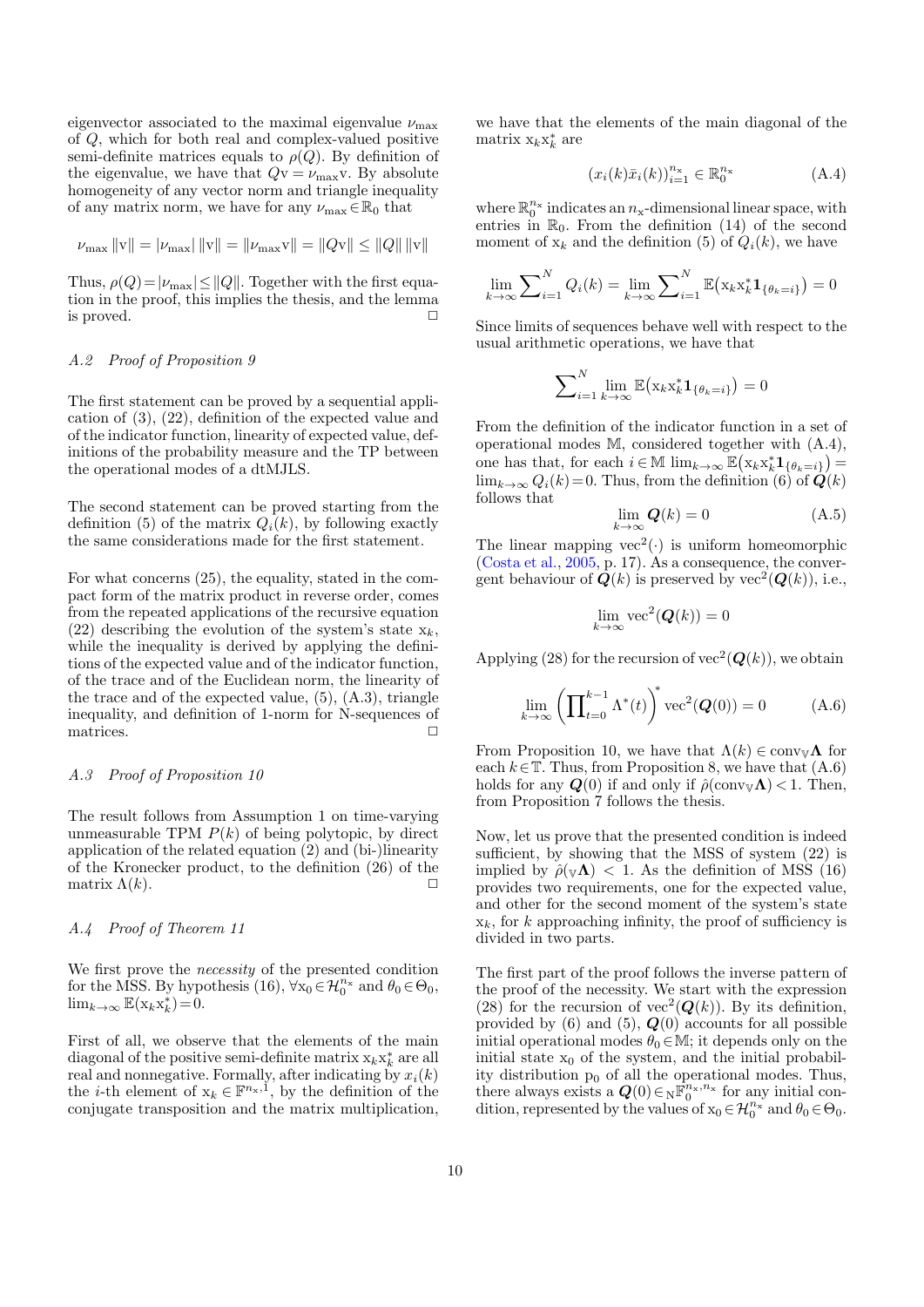eigenvector associated to the maximal eigenvalue $\nu_{\max}$ of $Q$, which for both real and complex-valued positive semi-definite matrices equals to $\rho(Q)$. By definition of the eigenvalue, we have that $Q\mathrm{v} = \nu_{\max}\mathrm{v}$. By absolute homogeneity of any vector norm and triangle inequality of any matrix norm, we have for any $\nu_{\max} \in \mathbb{R}_0$ that

$$\nu_{\max}\,\|\mathrm{v}\| = |\nu_{\max}|\,\|\mathrm{v}\| = \|\nu_{\max}\mathrm{v}\| = \|Q\mathrm{v}\| \leq \|Q\|\,\|\mathrm{v}\|$$

Thus, $\rho(Q) = |\nu_{\max}| \leq \|Q\|$. Together with the first equation in the proof, this implies the thesis, and the lemma is proved. □

### A.2 Proof of Proposition 9

The first statement can be proved by a sequential application of (3), (22), definition of the expected value and of the indicator function, linearity of expected value, definitions of the probability measure and the TP between the operational modes of a dtMJLS.

The second statement can be proved starting from the definition (5) of the matrix $Q_i(k)$, by following exactly the same considerations made for the first statement.

For what concerns (25), the equality, stated in the compact form of the matrix product in reverse order, comes from the repeated applications of the recursive equation (22) describing the evolution of the system's state $\mathrm{x}_k$, while the inequality is derived by applying the definitions of the expected value and of the indicator function, of the trace and of the Euclidean norm, the linearity of the trace and of the expected value, (5), (A.3), triangle inequality, and definition of 1-norm for N-sequences of matrices. □

### A.3 Proof of Proposition 10

The result follows from Assumption 1 on time-varying unmeasurable TPM $P(k)$ of being polytopic, by direct application of the related equation (2) and (bi-)linearity of the Kronecker product, to the definition (26) of the matrix $\Lambda(k)$. □

### A.4 Proof of Theorem 11

We first prove the *necessity* of the presented condition for the MSS. By hypothesis (16), $\forall \mathrm{x}_0 \in \mathcal{H}_0^{n_\mathrm{x}}$ and $\theta_0 \in \Theta_0$, $\lim_{k\to\infty} \mathbb{E}(\mathrm{x}_k\mathrm{x}_k^*) = 0$.

First of all, we observe that the elements of the main diagonal of the positive semi-definite matrix $\mathrm{x}_k\mathrm{x}_k^*$ are all real and nonnegative. Formally, after indicating by $x_i(k)$ the $i$-th element of $\mathrm{x}_k \in \mathbb{F}^{n_\mathrm{x},1}$, by the definition of the conjugate transposition and the matrix multiplication, we have that the elements of the main diagonal of the matrix $\mathrm{x}_k\mathrm{x}_k^*$ are

$$(x_i(k)\bar{x}_i(k))_{i=1}^{n_\mathrm{x}} \in \mathbb{R}_0^{n_\mathrm{x}} \tag{A.4}$$

where $\mathbb{R}_0^{n_\mathrm{x}}$ indicates an $n_\mathrm{x}$-dimensional linear space, with entries in $\mathbb{R}_0$. From the definition (14) of the second moment of $\mathrm{x}_k$ and the definition (5) of $Q_i(k)$, we have

$$\lim_{k\to\infty} \sum\nolimits_{i=1}^{N} Q_i(k) = \lim_{k\to\infty} \sum\nolimits_{i=1}^{N} \mathbb{E}\big(\mathrm{x}_k\mathrm{x}_k^*\mathbf{1}_{\{\theta_k=i\}}\big) = 0$$

Since limits of sequences behave well with respect to the usual arithmetic operations, we have that

$$\sum\nolimits_{i=1}^{N} \lim_{k\to\infty} \mathbb{E}\big(\mathrm{x}_k\mathrm{x}_k^*\mathbf{1}_{\{\theta_k=i\}}\big) = 0$$

From the definition of the indicator function in a set of operational modes $\mathbb{M}$, considered together with (A.4), one has that, for each $i \in \mathbb{M}$ $\lim_{k\to\infty} \mathbb{E}\big(\mathrm{x}_k\mathrm{x}_k^*\mathbf{1}_{\{\theta_k=i\}}\big) = \lim_{k\to\infty} Q_i(k) = 0$. Thus, from the definition (6) of $\boldsymbol{Q}(k)$ follows that

$$\lim_{k\to\infty} \boldsymbol{Q}(k) = 0 \tag{A.5}$$

The linear mapping $\mathrm{vec}^2(\cdot)$ is uniform homeomorphic (Costa et al., 2005, p. 17). As a consequence, the convergent behaviour of $\boldsymbol{Q}(k)$ is preserved by $\mathrm{vec}^2(\boldsymbol{Q}(k))$, i.e.,

$$\lim_{k\to\infty} \mathrm{vec}^2(\boldsymbol{Q}(k)) = 0$$

Applying (28) for the recursion of $\mathrm{vec}^2(\boldsymbol{Q}(k))$, we obtain

$$\lim_{k\to\infty} \left(\prod\nolimits_{t=0}^{k-1} \Lambda^*(t)\right)^* \mathrm{vec}^2(\boldsymbol{Q}(0)) = 0 \tag{A.6}$$

From Proposition 10, we have that $\Lambda(k) \in \mathrm{conv}_{\mathbb{V}}\boldsymbol{\Lambda}$ for each $k \in \mathbb{T}$. Thus, from Proposition 8, we have that (A.6) holds for any $\boldsymbol{Q}(0)$ if and only if $\hat{\rho}(\mathrm{conv}_{\mathbb{V}}\boldsymbol{\Lambda}) < 1$. Then, from Proposition 7 follows the thesis.

Now, let us prove that the presented condition is indeed sufficient, by showing that the MSS of system (22) is implied by $\hat{\rho}(_{\mathbb{V}}\boldsymbol{\Lambda}) < 1$. As the definition of MSS (16) provides two requirements, one for the expected value, and other for the second moment of the system's state $\mathrm{x}_k$, for $k$ approaching infinity, the proof of sufficiency is divided in two parts.

The first part of the proof follows the inverse pattern of the proof of the necessity. We start with the expression (28) for the recursion of $\mathrm{vec}^2(\boldsymbol{Q}(k))$. By its definition, provided by (6) and (5), $\boldsymbol{Q}(0)$ accounts for all possible initial operational modes $\theta_0 \in \mathbb{M}$; it depends only on the initial state $\mathrm{x}_0$ of the system, and the initial probability distribution $\mathrm{p}_0$ of all the operational modes. Thus, there always exists a $\boldsymbol{Q}(0) \in {}_{\mathrm{N}}\mathbb{F}_0^{n_\mathrm{x},n_\mathrm{x}}$ for any initial condition, represented by the values of $\mathrm{x}_0 \in \mathcal{H}_0^{n_\mathrm{x}}$ and $\theta_0 \in \Theta_0$.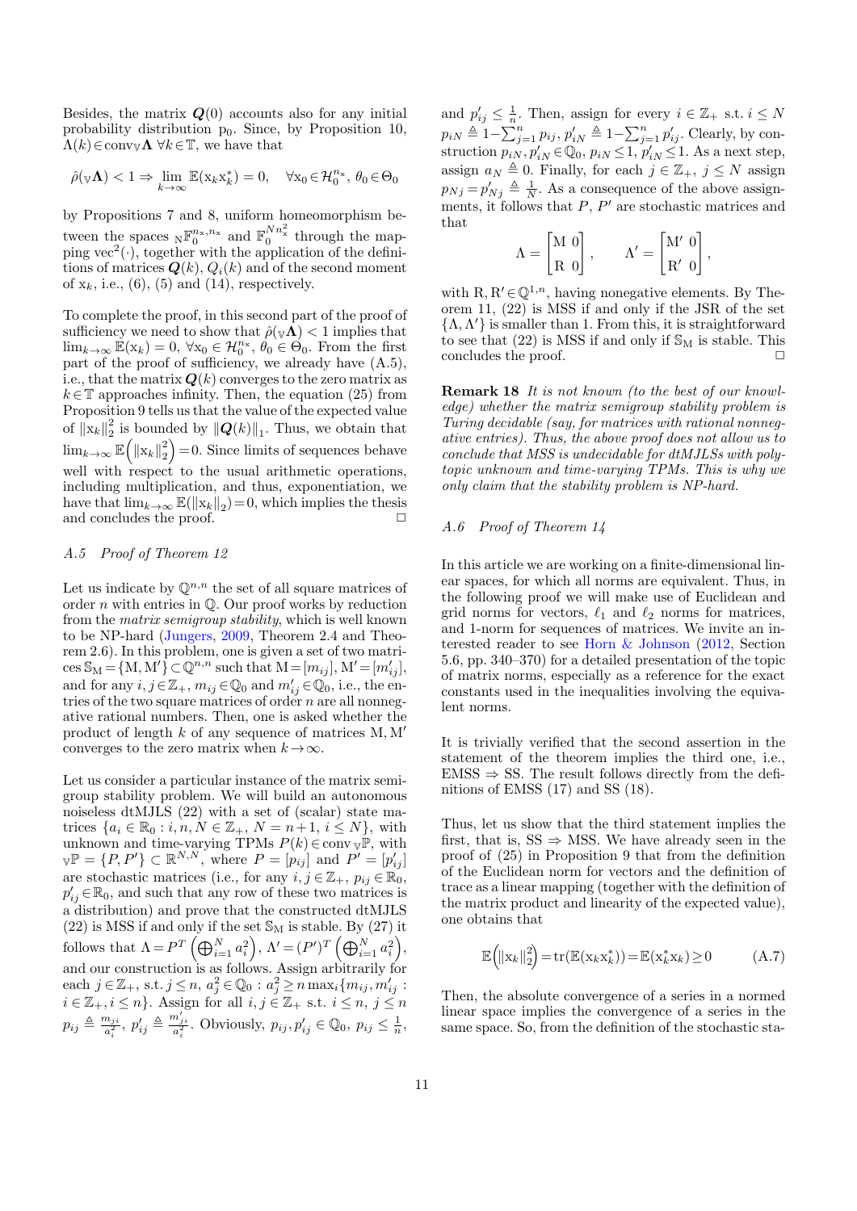Besides, the matrix $\boldsymbol{Q}(0)$ accounts also for any initial probability distribution $\mathrm{p}_0$. Since, by Proposition 10, $\Lambda(k) \in \operatorname{conv}_{\mathbb{V}}\boldsymbol{\Lambda}$ $\forall k \in \mathbb{T}$, we have that

$$\hat{\rho}(_{\mathbb{V}}\boldsymbol{\Lambda}) < 1 \Rightarrow \lim_{k\to\infty} \mathbb{E}(\mathrm{x}_k \mathrm{x}_k^*) = 0, \quad \forall \mathrm{x}_0 \in \mathcal{H}_0^{n_\mathrm{x}},\, \theta_0 \in \Theta_0$$

by Propositions 7 and 8, uniform homeomorphism between the spaces ${}_{\mathrm{N}}\mathbb{F}_0^{n_\mathrm{x},n_\mathrm{x}}$ and $\mathbb{F}_0^{Nn_\mathrm{x}^2}$ through the mapping $\mathrm{vec}^2(\cdot)$, together with the application of the definitions of matrices $\boldsymbol{Q}(k)$, $Q_i(k)$ and of the second moment of $\mathrm{x}_k$, i.e., (6), (5) and (14), respectively.

To complete the proof, in this second part of the proof of sufficiency we need to show that $\hat{\rho}(_{\mathbb{V}}\boldsymbol{\Lambda}) < 1$ implies that $\lim_{k\to\infty} \mathbb{E}(\mathrm{x}_k) = 0$, $\forall \mathrm{x}_0 \in \mathcal{H}_0^{n_\mathrm{x}}$, $\theta_0 \in \Theta_0$. From the first part of the proof of sufficiency, we already have (A.5), i.e., that the matrix $\boldsymbol{Q}(k)$ converges to the zero matrix as $k \in \mathbb{T}$ approaches infinity. Then, the equation (25) from Proposition 9 tells us that the value of the expected value of $\|\mathrm{x}_k\|_2^2$ is bounded by $\|\boldsymbol{Q}(k)\|_1$. Thus, we obtain that $\lim_{k\to\infty} \mathbb{E}\left(\|\mathrm{x}_k\|_2^2\right) = 0$. Since limits of sequences behave well with respect to the usual arithmetic operations, including multiplication, and thus, exponentiation, we have that $\lim_{k\to\infty} \mathbb{E}(\|\mathrm{x}_k\|_2) = 0$, which implies the thesis and concludes the proof. □

### A.5 Proof of Theorem 12

Let us indicate by $\mathbb{Q}^{n,n}$ the set of all square matrices of order $n$ with entries in $\mathbb{Q}$. Our proof works by reduction from the *matrix semigroup stability*, which is well known to be NP-hard (Jungers, 2009, Theorem 2.4 and Theorem 2.6). In this problem, one is given a set of two matrices $\mathbb{S}_\mathrm{M} = \{\mathrm{M}, \mathrm{M}'\} \subset \mathbb{Q}^{n,n}$ such that $\mathrm{M} = [m_{ij}]$, $\mathrm{M}' = [m'_{ij}]$, and for any $i, j \in \mathbb{Z}_+$, $m_{ij} \in \mathbb{Q}_0$ and $m'_{ij} \in \mathbb{Q}_0$, i.e., the entries of the two square matrices of order $n$ are all nonnegative rational numbers. Then, one is asked whether the product of length $k$ of any sequence of matrices $\mathrm{M}, \mathrm{M}'$ converges to the zero matrix when $k \to \infty$.

Let us consider a particular instance of the matrix semigroup stability problem. We will build an autonomous noiseless dtMJLS (22) with a set of (scalar) state matrices $\{a_i \in \mathbb{R}_0 : i, n, N \in \mathbb{Z}_+,\, N = n+1,\, i \leq N\}$, with unknown and time-varying TPMs $P(k) \in \operatorname{conv}_{\mathbb{V}}\mathbb{P}$, with ${}_{\mathbb{V}}\mathbb{P} = \{P, P'\} \subset \mathbb{R}^{N,N}$, where $P = [p_{ij}]$ and $P' = [p'_{ij}]$ are stochastic matrices (i.e., for any $i, j \in \mathbb{Z}_+$, $p_{ij} \in \mathbb{R}_0$, $p'_{ij} \in \mathbb{R}_0$, and such that any row of these two matrices is a distribution) and prove that the constructed dtMJLS (22) is MSS if and only if the set $\mathbb{S}_\mathrm{M}$ is stable. By (27) it follows that $\Lambda = P^T\left(\bigoplus_{i=1}^{N} a_i^2\right)$, $\Lambda' = (P')^T\left(\bigoplus_{i=1}^{N} a_i^2\right)$, and our construction is as follows. Assign arbitrarily for each $j \in \mathbb{Z}_+$, s.t. $j \leq n$, $a_j^2 \in \mathbb{Q}_0 : a_j^2 \geq n \max_i\{m_{ij}, m'_{ij} : i \in \mathbb{Z}_+, i \leq n\}$. Assign for all $i, j \in \mathbb{Z}_+$ s.t. $i \leq n$, $j \leq n$ $p_{ij} \triangleq \frac{m_{ji}}{a_i^2}$, $p'_{ij} \triangleq \frac{m'_{ji}}{a_i^2}$. Obviously, $p_{ij}, p'_{ij} \in \mathbb{Q}_0$, $p_{ij} \leq \frac{1}{n}$, and $p'_{ij} \leq \frac{1}{n}$. Then, assign for every $i \in \mathbb{Z}_+$ s.t. $i \leq N$ $p_{iN} \triangleq 1 - \sum_{j=1}^{n} p_{ij}$, $p'_{iN} \triangleq 1 - \sum_{j=1}^{n} p'_{ij}$. Clearly, by construction $p_{iN}, p'_{iN} \in \mathbb{Q}_0$, $p_{iN} \leq 1$, $p'_{iN} \leq 1$. As a next step, assign $a_N \triangleq 0$. Finally, for each $j \in \mathbb{Z}_+$, $j \leq N$ assign $p_{Nj} = p'_{Nj} \triangleq \frac{1}{N}$. As a consequence of the above assignments, it follows that $P$, $P'$ are stochastic matrices and that

$$\Lambda = \begin{bmatrix} \mathrm{M} & 0 \\ \mathrm{R} & 0 \end{bmatrix}, \qquad \Lambda' = \begin{bmatrix} \mathrm{M}' & 0 \\ \mathrm{R}' & 0 \end{bmatrix},$$

with $\mathrm{R}, \mathrm{R}' \in \mathbb{Q}^{1,n}$, having nonegative elements. By Theorem 11, (22) is MSS if and only if the JSR of the set $\{\Lambda, \Lambda'\}$ is smaller than 1. From this, it is straightforward to see that (22) is MSS if and only if $\mathbb{S}_\mathrm{M}$ is stable. This concludes the proof. □

**Remark 18** *It is not known (to the best of our knowledge) whether the matrix semigroup stability problem is Turing decidable (say, for matrices with rational nonnegative entries). Thus, the above proof does not allow us to conclude that MSS is undecidable for dtMJLSs with polytopic unknown and time-varying TPMs. This is why we only claim that the stability problem is NP-hard.*

### A.6 Proof of Theorem 14

In this article we are working on a finite-dimensional linear spaces, for which all norms are equivalent. Thus, in the following proof we will make use of Euclidean and grid norms for vectors, $\ell_1$ and $\ell_2$ norms for matrices, and 1-norm for sequences of matrices. We invite an interested reader to see Horn & Johnson (2012, Section 5.6, pp. 340–370) for a detailed presentation of the topic of matrix norms, especially as a reference for the exact constants used in the inequalities involving the equivalent norms.

It is trivially verified that the second assertion in the statement of the theorem implies the third one, i.e., EMSS ⇒ SS. The result follows directly from the definitions of EMSS (17) and SS (18).

Thus, let us show that the third statement implies the first, that is, SS ⇒ MSS. We have already seen in the proof of (25) in Proposition 9 that from the definition of the Euclidean norm for vectors and the definition of trace as a linear mapping (together with the definition of the matrix product and linearity of the expected value), one obtains that

$$\mathbb{E}\left(\|\mathrm{x}_k\|_2^2\right) = \operatorname{tr}(\mathbb{E}(\mathrm{x}_k \mathrm{x}_k^*)) = \mathbb{E}(\mathrm{x}_k^* \mathrm{x}_k) \geq 0 \tag{A.7}$$

Then, the absolute convergence of a series in a normed linear space implies the convergence of a series in the same space. So, from the definition of the stochastic sta-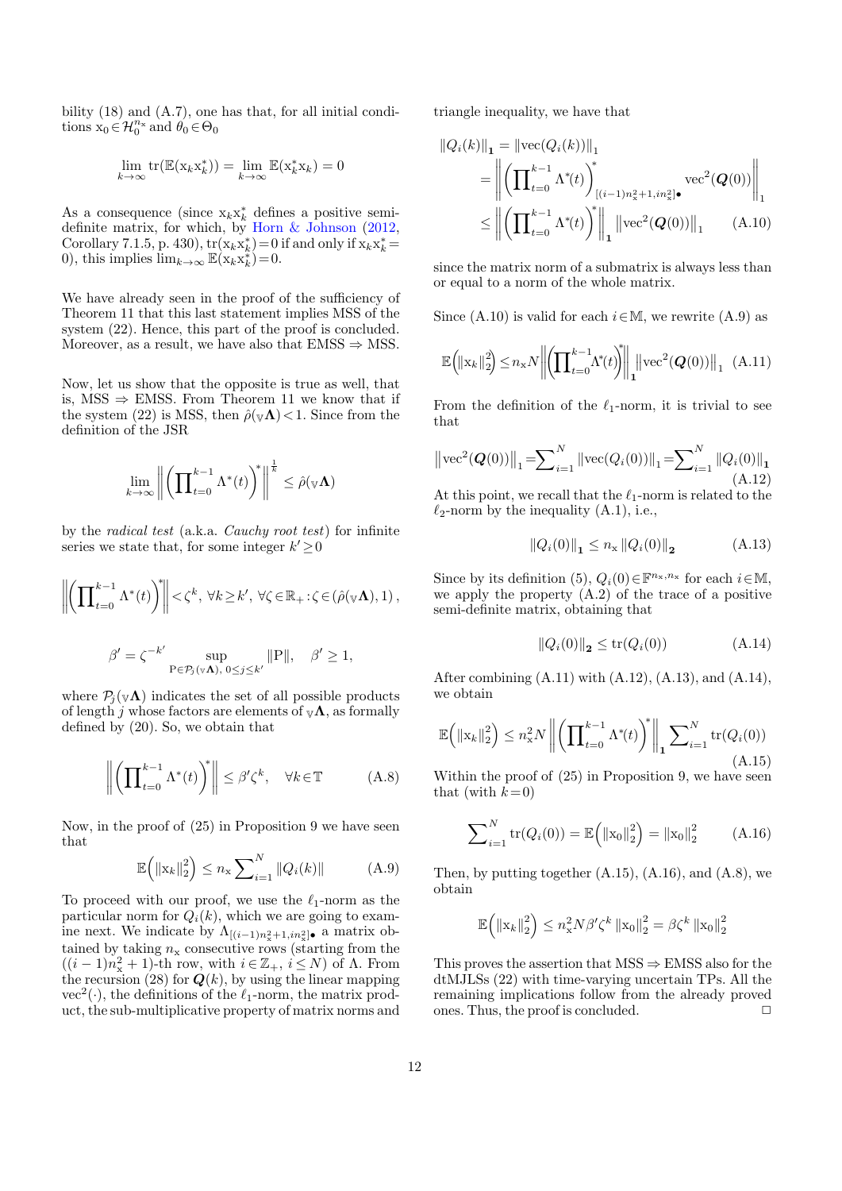bility (18) and (A.7), one has that, for all initial conditions $\mathrm{x}_0 \in \mathcal{H}_0^{n_\mathrm{x}}$ and $\theta_0 \in \Theta_0$

$$\lim_{k\to\infty} \operatorname{tr}(\mathbb{E}(\mathrm{x}_k \mathrm{x}_k^*)) = \lim_{k\to\infty} \mathbb{E}(\mathrm{x}_k^* \mathrm{x}_k) = 0$$

As a consequence (since $\mathrm{x}_k \mathrm{x}_k^*$ defines a positive semi-definite matrix, for which, by Horn & Johnson (2012, Corollary 7.1.5, p. 430), $\operatorname{tr}(\mathrm{x}_k \mathrm{x}_k^*) = 0$ if and only if $\mathrm{x}_k \mathrm{x}_k^* = 0$), this implies $\lim_{k\to\infty} \mathbb{E}(\mathrm{x}_k \mathrm{x}_k^*) = 0$.

We have already seen in the proof of the sufficiency of Theorem 11 that this last statement implies MSS of the system (22). Hence, this part of the proof is concluded. Moreover, as a result, we have also that EMSS $\Rightarrow$ MSS.

Now, let us show that the opposite is true as well, that is, MSS $\Rightarrow$ EMSS. From Theorem 11 we know that if the system (22) is MSS, then $\hat{\rho}(_{\mathbb{V}}\mathbf{\Lambda}) < 1$. Since from the definition of the JSR

$$\lim_{k\to\infty} \left\| \left( \prod_{t=0}^{k-1} \Lambda^*(t) \right)^* \right\|^{\frac{1}{k}} \le \hat{\rho}(_{\mathbb{V}}\mathbf{\Lambda})$$

by the *radical test* (a.k.a. *Cauchy root test*) for infinite series we state that, for some integer $k' \ge 0$

$$\left\| \left( \prod_{t=0}^{k-1} \Lambda^*(t) \right)^* \right\| < \zeta^k,\ \forall k \ge k',\ \forall \zeta \in \mathbb{R}_+ : \zeta \in (\hat{\rho}(_{\mathbb{V}}\mathbf{\Lambda}), 1)\,,$$

$$\beta' = \zeta^{-k'} \sup_{\mathrm{P} \in \mathcal{P}_j(_{\mathbb{V}}\mathbf{\Lambda}),\ 0 \le j \le k'} \|\mathrm{P}\|, \quad \beta' \ge 1,$$

where $\mathcal{P}_j(_{\mathbb{V}}\mathbf{\Lambda})$ indicates the set of all possible products of length $j$ whose factors are elements of $_{\mathbb{V}}\mathbf{\Lambda}$, as formally defined by (20). So, we obtain that

$$\left\| \left( \prod_{t=0}^{k-1} \Lambda^*(t) \right)^* \right\| \le \beta' \zeta^k, \quad \forall k \in \mathbb{T} \tag{A.8}$$

Now, in the proof of (25) in Proposition 9 we have seen that

$$\mathbb{E}\Big( \|\mathrm{x}_k\|_2^2 \Big) \le n_\mathrm{x} \sum_{i=1}^N \|Q_i(k)\| \tag{A.9}$$

To proceed with our proof, we use the $\ell_1$-norm as the particular norm for $Q_i(k)$, which we are going to examine next. We indicate by $\Lambda_{[(i-1)n_\mathrm{x}^2+1, in_\mathrm{x}^2]\bullet}$ a matrix obtained by taking $n_\mathrm{x}$ consecutive rows (starting from the $((i-1)n_\mathrm{x}^2+1)$-th row, with $i \in \mathbb{Z}_+$, $i \le N$) of $\Lambda$. From the recursion (28) for $\boldsymbol{Q}(k)$, by using the linear mapping $\operatorname{vec}^2(\cdot)$, the definitions of the $\ell_1$-norm, the matrix product, the sub-multiplicative property of matrix norms and triangle inequality, we have that

$$\begin{aligned}
\|Q_i(k)\|_{\mathbf{1}} &= \|\operatorname{vec}(Q_i(k))\|_1 \\
&= \left\| \left( \prod_{t=0}^{k-1} \Lambda^*(t) \right)^*_{[(i-1)n_\mathrm{x}^2+1, in_\mathrm{x}^2]\bullet} \operatorname{vec}^2(\boldsymbol{Q}(0)) \right\|_1 \\
&\le \left\| \left( \prod_{t=0}^{k-1} \Lambda^*(t) \right)^* \right\|_{\mathbf{1}} \left\| \operatorname{vec}^2(\boldsymbol{Q}(0)) \right\|_1 \qquad \text{(A.10)}
\end{aligned}$$

since the matrix norm of a submatrix is always less than or equal to a norm of the whole matrix.

Since (A.10) is valid for each $i \in \mathbb{M}$, we rewrite (A.9) as

$$\mathbb{E}\Big( \|\mathrm{x}_k\|_2^2 \Big) \le n_\mathrm{x} N \left\| \left( \prod_{t=0}^{k-1} \Lambda^*(t) \right)^* \right\|_{\mathbf{1}} \left\| \operatorname{vec}^2(\boldsymbol{Q}(0)) \right\|_1 \tag{A.11}$$

From the definition of the $\ell_1$-norm, it is trivial to see that

$$\left\| \operatorname{vec}^2(\boldsymbol{Q}(0)) \right\|_1 = \sum_{i=1}^N \|\operatorname{vec}(Q_i(0))\|_1 = \sum_{i=1}^N \|Q_i(0)\|_{\mathbf{1}} \tag{A.12}$$

At this point, we recall that the $\ell_1$-norm is related to the $\ell_2$-norm by the inequality (A.1), i.e.,

$$\|Q_i(0)\|_{\mathbf{1}} \le n_\mathrm{x} \|Q_i(0)\|_{\mathbf{2}} \tag{A.13}$$

Since by its definition (5), $Q_i(0) \in \mathbb{F}^{n_\mathrm{x}, n_\mathrm{x}}$ for each $i \in \mathbb{M}$, we apply the property (A.2) of the trace of a positive semi-definite matrix, obtaining that

$$\|Q_i(0)\|_{\mathbf{2}} \le \operatorname{tr}(Q_i(0)) \tag{A.14}$$

After combining (A.11) with (A.12), (A.13), and (A.14), we obtain

$$\mathbb{E}\Big( \|\mathrm{x}_k\|_2^2 \Big) \le n_\mathrm{x}^2 N \left\| \left( \prod_{t=0}^{k-1} \Lambda^*(t) \right)^* \right\|_{\mathbf{1}} \sum_{i=1}^N \operatorname{tr}(Q_i(0)) \tag{A.15}$$

Within the proof of (25) in Proposition 9, we have seen that (with $k=0$)

$$\sum_{i=1}^N \operatorname{tr}(Q_i(0)) = \mathbb{E}\Big( \|\mathrm{x}_0\|_2^2 \Big) = \|\mathrm{x}_0\|_2^2 \tag{A.16}$$

Then, by putting together (A.15), (A.16), and (A.8), we obtain

$$\mathbb{E}\Big( \|\mathrm{x}_k\|_2^2 \Big) \le n_\mathrm{x}^2 N \beta' \zeta^k \|\mathrm{x}_0\|_2^2 = \beta \zeta^k \|\mathrm{x}_0\|_2^2$$

This proves the assertion that MSS $\Rightarrow$ EMSS also for the dtMJLSs (22) with time-varying uncertain TPs. All the remaining implications follow from the already proved ones. Thus, the proof is concluded. $\square$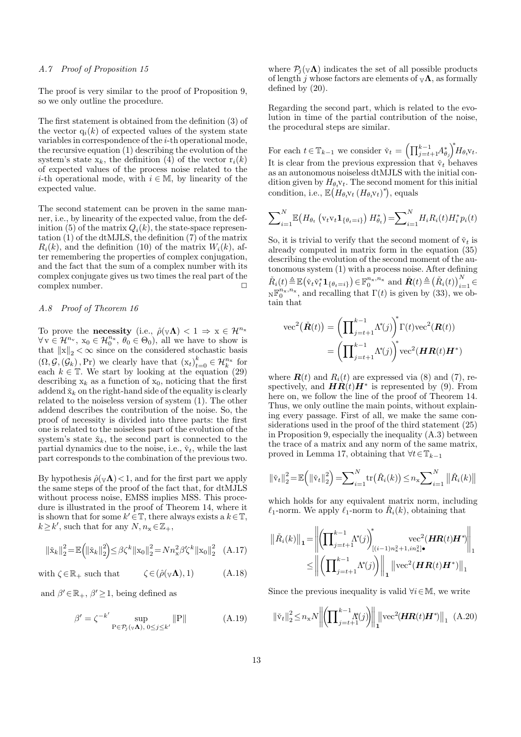### A.7 Proof of Proposition 15

The proof is very similar to the proof of Proposition 9, so we only outline the procedure.

The first statement is obtained from the definition (3) of the vector $\mathrm{q}_i(k)$ of expected values of the system state variables in correspondence of the $i$-th operational mode, the recursive equation (1) describing the evolution of the system's state $\mathrm{x}_k$, the definition (4) of the vector $\mathrm{r}_i(k)$ of expected values of the process noise related to the $i$-th operational mode, with $i \in \mathbb{M}$, by linearity of the expected value.

The second statement can be proven in the same manner, i.e., by linearity of the expected value, from the definition (5) of the matrix $Q_i(k)$, the state-space representation (1) of the dtMJLS, the definition (7) of the matrix $R_i(k)$, and the definition (10) of the matrix $W_i(k)$, after remembering the properties of complex conjugation, and the fact that the sum of a complex number with its complex conjugate gives us two times the real part of the complex number. $\square$

### A.8 Proof of Theorem 16

To prove the **necessity** (i.e., $\hat{\rho}(_{\mathbb{V}}\mathbf{\Lambda}) < 1 \Rightarrow \mathrm{x} \in \mathcal{H}^{n_\mathrm{x}}$ $\forall\, \mathrm{v} \in \mathcal{H}^{n_\mathrm{v}}$, $\mathrm{x}_0 \in \mathcal{H}_0^{n_\mathrm{x}}$, $\theta_0 \in \Theta_0$), all we have to show is that $\|\mathrm{x}\|_2 < \infty$ since on the considered stochastic basis $(\Omega, \mathcal{G}, (\mathcal{G}_k), \Pr)$ we clearly have that $(\mathrm{x}_t)_{t=0}^{k} \in \mathcal{H}_k^{n_\mathrm{x}}$ for each $k \in \mathbb{T}$. We start by looking at the equation (29) describing $\mathrm{x}_k$ as a function of $\mathrm{x}_0$, noticing that the first addend $\check{\mathrm{x}}_k$ on the right-hand side of the equality is clearly related to the noiseless version of system (1). The other addend describes the contribution of the noise. So, the proof of necessity is divided into three parts: the first one is related to the noiseless part of the evolution of the system's state $\check{\mathrm{x}}_k$, the second part is connected to the partial dynamics due to the noise, i.e., $\check{\mathrm{v}}_t$, while the last part corresponds to the combination of the previous two.

By hypothesis $\hat{\rho}(_{\mathbb{V}}\mathbf{\Lambda}) < 1$, and for the first part we apply the same steps of the proof of the fact that, for dtMJLS without process noise, EMSS implies MSS. This procedure is illustrated in the proof of Theorem 14, where it is shown that for some $k' \in \mathbb{T}$, there always exists a $k \in \mathbb{T}$, $k \geq k'$, such that for any $N, n_\mathrm{x} \in \mathbb{Z}_+$,

$$\|\check{\mathrm{x}}_k\|_2^2 = \mathbb{E}\Big(\|\check{\mathrm{x}}_k\|_2^2\Big) \leq \beta \zeta^k \|\mathrm{x}_0\|_2^2 = N n_\mathrm{x}^2 \beta' \zeta^k \|\mathrm{x}_0\|_2^2 \quad \text{(A.17)}$$

$$\text{with } \zeta \in \mathbb{R}_+ \text{ such that} \qquad \zeta \in (\hat{\rho}(_{\mathbb{V}}\mathbf{\Lambda}), 1) \quad \text{(A.18)}$$

and $\beta' \in \mathbb{R}_+$, $\beta' \geq 1$, being defined as

$$\beta' = \zeta^{-k'} \sup_{\mathrm{P} \in \mathcal{P}_j(_{\mathbb{V}}\mathbf{\Lambda}),\ 0 \leq j \leq k'} \|\mathrm{P}\| \quad \text{(A.19)}$$

where $\mathcal{P}_j(_{\mathbb{V}}\mathbf{\Lambda})$ indicates the set of all possible products of length $j$ whose factors are elements of $_{\mathbb{V}}\mathbf{\Lambda}$, as formally defined by (20).

Regarding the second part, which is related to the evolution in time of the partial contribution of the noise, the procedural steps are similar.

For each $t \in \mathbb{T}_{k-1}$ we consider $\check{\mathrm{v}}_t = \Big(\prod_{j=t+1}^{k-1} A_{\theta_j}^*\Big)^* H_{\theta_t} \mathrm{v}_t$. It is clear from the previous expression that $\check{\mathrm{v}}_t$ behaves as an autonomous noiseless dtMJLS with the initial condition given by $H_{\theta_t}\mathrm{v}_t$. The second moment for this initial condition, i.e., $\mathbb{E}\big(H_{\theta_t}\mathrm{v}_t\,(H_{\theta_t}\mathrm{v}_t)^*\big)$, equals

$$\sum_{i=1}^{N} \mathbb{E}\big(H_{\theta_t}\left(\mathrm{v}_t \mathrm{v}_t \mathbf{1}_{\{\theta_t = i\}}\right) H_{\theta_t}^*\big) = \sum_{i=1}^{N} H_i R_i(t) H_i^* p_i(t)$$

So, it is trivial to verify that the second moment of $\check{\mathrm{v}}_t$ is already computed in matrix form in the equation (35) describing the evolution of the second moment of the autonomous system (1) with a process noise. After defining $\check{R}_i(t) \triangleq \mathbb{E}\big(\check{\mathrm{v}}_t \check{\mathrm{v}}_t^* \mathbf{1}_{\{\theta_t = i\}}\big) \in \mathbb{F}_0^{n_\mathrm{x}, n_\mathrm{x}}$ and $\check{\boldsymbol{R}}(t) \triangleq \big(\check{R}_i(t)\big)_{i=1}^{N} \in {}_{\mathrm{N}}\mathbb{F}_0^{n_\mathrm{x}, n_\mathrm{x}}$, and recalling that $\Gamma(t)$ is given by (33), we obtain that

$$\begin{aligned}
\mathrm{vec}^2\big(\check{\boldsymbol{R}}(t)\big) &= \Big(\prod_{j=t+1}^{k-1} \Lambda^*(j)\Big)^* \Gamma(t) \mathrm{vec}^2(\boldsymbol{R}(t)) \\
&= \Big(\prod_{j=t+1}^{k-1} \Lambda^*(j)\Big)^* \mathrm{vec}^2(\boldsymbol{H}\boldsymbol{R}(t)\boldsymbol{H}^*)
\end{aligned}$$

where $\boldsymbol{R}(t)$ and $R_i(t)$ are expressed via (8) and (7), respectively, and $\boldsymbol{H}\boldsymbol{R}(t)\boldsymbol{H}^*$ is represented by (9). From here on, we follow the line of the proof of Theorem 14. Thus, we only outline the main points, without explaining every passage. First of all, we make the same considerations used in the proof of the third statement (25) in Proposition 9, especially the inequality (A.3) between the trace of a matrix and any norm of the same matrix, proved in Lemma 17, obtaining that $\forall t \in \mathbb{T}_{k-1}$

$$\|\check{\mathrm{v}}_t\|_2^2 = \mathbb{E}\Big(\|\check{\mathrm{v}}_t\|_2^2\Big) = \sum_{i=1}^{N} \mathrm{tr}\big(\check{R}_i(k)\big) \leq n_\mathrm{x} \sum_{i=1}^{N} \big\|\check{R}_i(k)\big\|$$

which holds for any equivalent matrix norm, including $\ell_1$-norm. We apply $\ell_1$-norm to $\check{R}_i(k)$, obtaining that

$$\begin{aligned}
\big\|\check{R}_i(k)\big\|_\mathbf{1} &= \left\| \Big(\prod_{j=t+1}^{k-1} \Lambda^*(j)\Big)^*_{[(i-1)n_\mathrm{x}^2+1,\, i n_\mathrm{x}^2]\bullet} \mathrm{vec}^2(\boldsymbol{H}\boldsymbol{R}(t)\boldsymbol{H}^*) \right\|_1 \\
&\leq \left\| \Big(\prod_{j=t+1}^{k-1} \Lambda^*(j)\Big) \right\|_\mathbf{1} \big\|\mathrm{vec}^2(\boldsymbol{H}\boldsymbol{R}(t)\boldsymbol{H}^*)\big\|_1
\end{aligned}$$

Since the previous inequality is valid $\forall i \in \mathbb{M}$, we write

$$\|\check{\mathrm{v}}_t\|_2^2 \leq n_\mathrm{x} N \left\| \Big(\prod_{j=t+1}^{k-1} \Lambda^*(j)\Big) \right\|_\mathbf{1} \big\|\mathrm{vec}^2(\boldsymbol{H}\boldsymbol{R}(t)\boldsymbol{H}^*)\big\|_1 \quad \text{(A.20)}$$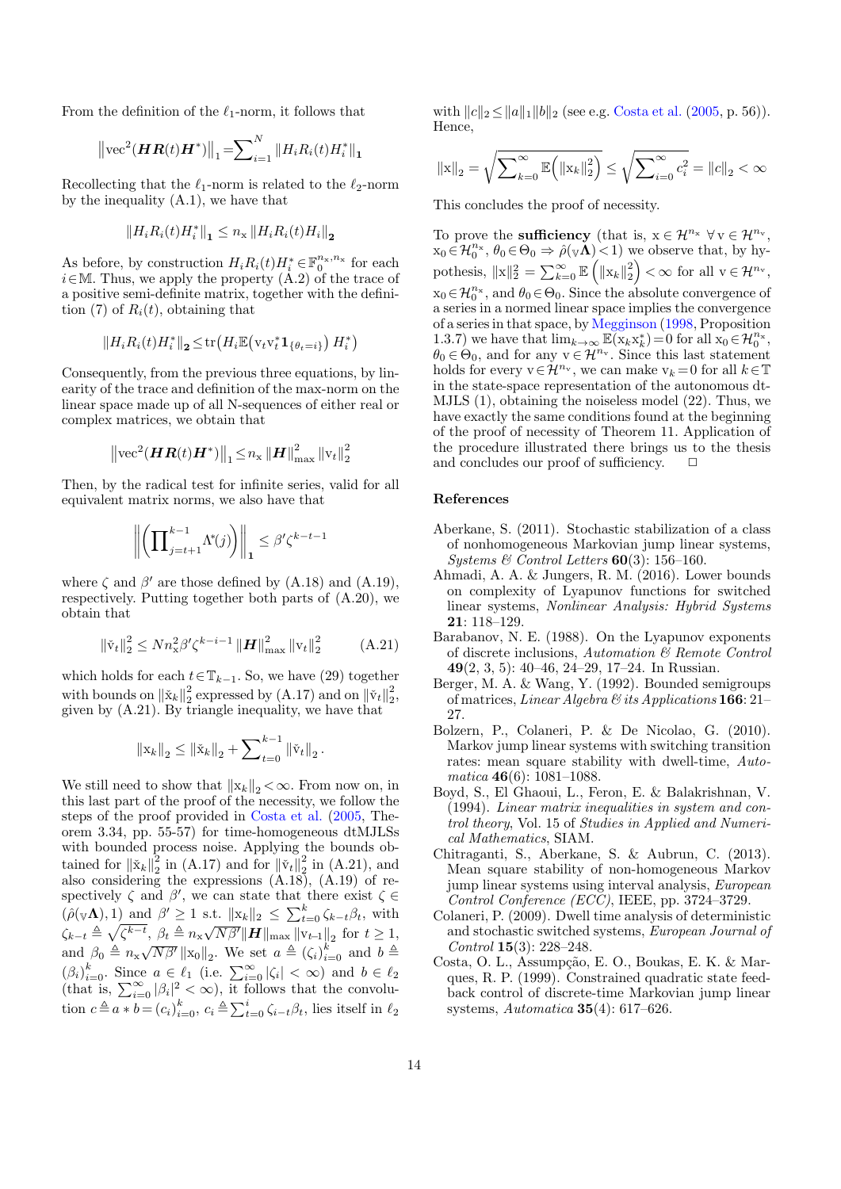From the definition of the $\ell_1$-norm, it follows that

$$\left\|\mathrm{vec}^2(\boldsymbol{H}\boldsymbol{R}(t)\boldsymbol{H}^*)\right\|_1 = \sum_{i=1}^{N} \|H_i R_i(t) H_i^*\|_{\mathbf{1}}$$

Recollecting that the $\ell_1$-norm is related to the $\ell_2$-norm by the inequality (A.1), we have that

$$\|H_i R_i(t) H_i^*\|_{\mathbf{1}} \leq n_{\mathrm{x}} \|H_i R_i(t) H_i\|_{\mathbf{2}}$$

As before, by construction $H_i R_i(t) H_i^* \in \mathbb{F}_0^{n_{\mathrm{x}}, n_{\mathrm{x}}}$ for each $i \in \mathbb{M}$. Thus, we apply the property (A.2) of the trace of a positive semi-definite matrix, together with the definition (7) of $R_i(t)$, obtaining that

$$\|H_i R_i(t) H_i^*\|_{\mathbf{2}} \leq \mathrm{tr}\big(H_i \mathbb{E}(\mathrm{v}_t \mathrm{v}_t^* \mathbf{1}_{\{\theta_t = i\}})\, H_i^*\big)$$

Consequently, from the previous three equations, by linearity of the trace and definition of the max-norm on the linear space made up of all N-sequences of either real or complex matrices, we obtain that

$$\left\|\mathrm{vec}^2(\boldsymbol{H}\boldsymbol{R}(t)\boldsymbol{H}^*)\right\|_1 \leq n_{\mathrm{x}} \|\boldsymbol{H}\|_{\max}^2 \|\mathrm{v}_t\|_2^2$$

Then, by the radical test for infinite series, valid for all equivalent matrix norms, we also have that

$$\left\|\left(\prod_{j=t+1}^{k-1} \Lambda^{\!*}(j)\right)\right\|_{\mathbf{1}} \leq \beta' \zeta^{k-t-1}$$

where $\zeta$ and $\beta'$ are those defined by (A.18) and (A.19), respectively. Putting together both parts of (A.20), we obtain that

$$\|\check{\mathrm{v}}_t\|_2^2 \leq N n_{\mathrm{x}}^2 \beta' \zeta^{k-i-1} \|\boldsymbol{H}\|_{\max}^2 \|\mathrm{v}_t\|_2^2 \tag{A.21}$$

which holds for each $t \in \mathbb{T}_{k-1}$. So, we have (29) together with bounds on $\|\check{\mathrm{x}}_k\|_2^2$ expressed by (A.17) and on $\|\check{\mathrm{v}}_t\|_2^2$, given by (A.21). By triangle inequality, we have that

$$\|\mathrm{x}_k\|_2 \leq \|\check{\mathrm{x}}_k\|_2 + \sum_{t=0}^{k-1} \|\check{\mathrm{v}}_t\|_2 .$$

We still need to show that $\|\mathrm{x}_k\|_2 < \infty$. From now on, in this last part of the proof of the necessity, we follow the steps of the proof provided in Costa et al. (2005, Theorem 3.34, pp. 55-57) for time-homogeneous dtMJLSs with bounded process noise. Applying the bounds obtained for $\|\check{\mathrm{x}}_k\|_2^2$ in (A.17) and for $\|\check{\mathrm{v}}_t\|_2^2$ in (A.21), and also considering the expressions (A.18), (A.19) of respectively $\zeta$ and $\beta'$, we can state that there exist $\zeta \in (\hat{\rho}(\mathbb{V}\boldsymbol{\Lambda}), 1)$ and $\beta' \geq 1$ s.t. $\|\mathrm{x}_k\|_2 \leq \sum_{t=0}^{k} \zeta_{k-t}\beta_t$, with $\zeta_{k-t} \triangleq \sqrt{\zeta^{k-t}}$, $\beta_t \triangleq n_{\mathrm{x}}\sqrt{N\beta'}\|\boldsymbol{H}\|_{\max}\|\mathrm{v}_{t-1}\|_2$ for $t \geq 1$, and $\beta_0 \triangleq n_{\mathrm{x}}\sqrt{N\beta'}\|\mathrm{x}_0\|_2$. We set $a \triangleq (\zeta_i)_{i=0}^{k}$ and $b \triangleq (\beta_i)_{i=0}^{k}$. Since $a \in \ell_1$ (i.e. $\sum_{i=0}^{\infty}|\zeta_i| < \infty$) and $b \in \ell_2$ (that is, $\sum_{i=0}^{\infty}|\beta_i|^2 < \infty$), it follows that the convolution $c \triangleq a * b = (c_i)_{i=0}^{k}$, $c_i \triangleq \sum_{t=0}^{i} \zeta_{i-t}\beta_t$, lies itself in $\ell_2$ with $\|c\|_2 \leq \|a\|_1 \|b\|_2$ (see e.g. Costa et al. (2005, p. 56)). Hence,

$$\|\mathrm{x}\|_2 = \sqrt{\sum_{k=0}^{\infty} \mathbb{E}\Big(\|\mathrm{x}_k\|_2^2\Big)} \leq \sqrt{\sum_{i=0}^{\infty} c_i^2} = \|c\|_2 < \infty$$

This concludes the proof of necessity.

To prove the **sufficiency** (that is, $\mathrm{x} \in \mathcal{H}^{n_{\mathrm{x}}}\ \forall\, \mathrm{v} \in \mathcal{H}^{n_{\mathrm{v}}}$, $\mathrm{x}_0 \in \mathcal{H}_0^{n_{\mathrm{x}}}$, $\theta_0 \in \Theta_0 \Rightarrow \hat{\rho}(\mathbb{V}\boldsymbol{\Lambda}) < 1$) we observe that, by hypothesis, $\|\mathrm{x}\|_2^2 = \sum_{k=0}^{\infty} \mathbb{E}\left(\|\mathrm{x}_k\|_2^2\right) < \infty$ for all $\mathrm{v} \in \mathcal{H}^{n_{\mathrm{v}}}$, $\mathrm{x}_0 \in \mathcal{H}_0^{n_{\mathrm{x}}}$, and $\theta_0 \in \Theta_0$. Since the absolute convergence of a series in a normed linear space implies the convergence of a series in that space, by Megginson (1998, Proposition 1.3.7) we have that $\lim_{k\to\infty} \mathbb{E}(\mathrm{x}_k \mathrm{x}_k^*) = 0$ for all $\mathrm{x}_0 \in \mathcal{H}_0^{n_{\mathrm{x}}}$, $\theta_0 \in \Theta_0$, and for any $\mathrm{v} \in \mathcal{H}^{n_{\mathrm{v}}}$. Since this last statement holds for every $\mathrm{v} \in \mathcal{H}^{n_{\mathrm{v}}}$, we can make $\mathrm{v}_k = 0$ for all $k \in \mathbb{T}$ in the state-space representation of the autonomous dt-MJLS (1), obtaining the noiseless model (22). Thus, we have exactly the same conditions found at the beginning of the proof of necessity of Theorem 11. Application of the procedure illustrated there brings us to the thesis and concludes our proof of sufficiency. □

## References

Aberkane, S. (2011). Stochastic stabilization of a class of nonhomogeneous Markovian jump linear systems, *Systems & Control Letters* **60**(3): 156–160.

Ahmadi, A. A. & Jungers, R. M. (2016). Lower bounds on complexity of Lyapunov functions for switched linear systems, *Nonlinear Analysis: Hybrid Systems* **21**: 118–129.

Barabanov, N. E. (1988). On the Lyapunov exponents of discrete inclusions, *Automation & Remote Control* **49**(2, 3, 5): 40–46, 24–29, 17–24. In Russian.

Berger, M. A. & Wang, Y. (1992). Bounded semigroups of matrices, *Linear Algebra & its Applications* **166**: 21–27.

Bolzern, P., Colaneri, P. & De Nicolao, G. (2010). Markov jump linear systems with switching transition rates: mean square stability with dwell-time, *Automatica* **46**(6): 1081–1088.

Boyd, S., El Ghaoui, L., Feron, E. & Balakrishnan, V. (1994). *Linear matrix inequalities in system and control theory*, Vol. 15 of *Studies in Applied and Numerical Mathematics*, SIAM.

Chitraganti, S., Aberkane, S. & Aubrun, C. (2013). Mean square stability of non-homogeneous Markov jump linear systems using interval analysis, *European Control Conference (ECC)*, IEEE, pp. 3724–3729.

Colaneri, P. (2009). Dwell time analysis of deterministic and stochastic switched systems, *European Journal of Control* **15**(3): 228–248.

Costa, O. L., Assumpção, E. O., Boukas, E. K. & Marques, R. P. (1999). Constrained quadratic state feedback control of discrete-time Markovian jump linear systems, *Automatica* **35**(4): 617–626.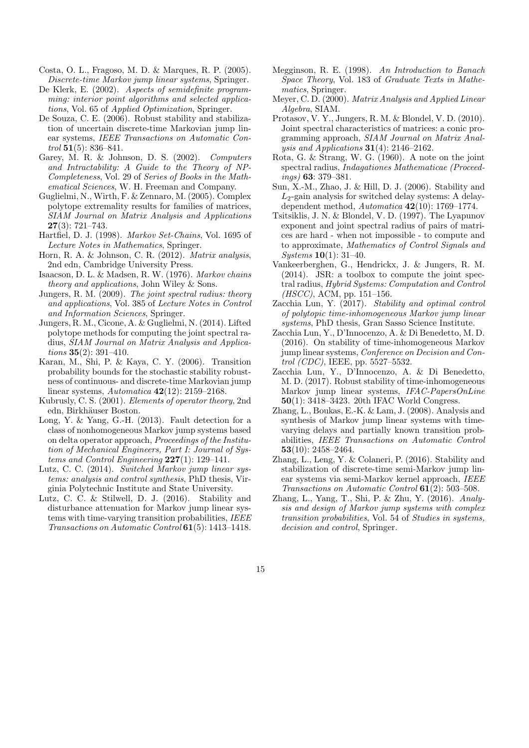Costa, O. L., Fragoso, M. D. & Marques, R. P. (2005). *Discrete-time Markov jump linear systems*, Springer.

De Klerk, E. (2002). *Aspects of semidefinite programming: interior point algorithms and selected applications*, Vol. 65 of *Applied Optimization*, Springer.

De Souza, C. E. (2006). Robust stability and stabilization of uncertain discrete-time Markovian jump linear systems, *IEEE Transactions on Automatic Control* **51**(5): 836–841.

Garey, M. R. & Johnson, D. S. (2002). *Computers and Intractability: A Guide to the Theory of NP-Completeness*, Vol. 29 of *Series of Books in the Mathematical Sciences*, W. H. Freeman and Company.

Guglielmi, N., Wirth, F. & Zennaro, M. (2005). Complex polytope extremality results for families of matrices, *SIAM Journal on Matrix Analysis and Applications* **27**(3): 721–743.

Hartfiel, D. J. (1998). *Markov Set-Chains*, Vol. 1695 of *Lecture Notes in Mathematics*, Springer.

Horn, R. A. & Johnson, C. R. (2012). *Matrix analysis*, 2nd edn, Cambridge University Press.

Isaacson, D. L. & Madsen, R. W. (1976). *Markov chains theory and applications*, John Wiley & Sons.

Jungers, R. M. (2009). *The joint spectral radius: theory and applications*, Vol. 385 of *Lecture Notes in Control and Information Sciences*, Springer.

Jungers, R. M., Cicone, A. & Guglielmi, N. (2014). Lifted polytope methods for computing the joint spectral radius, *SIAM Journal on Matrix Analysis and Applications* **35**(2): 391–410.

Karan, M., Shi, P. & Kaya, C. Y. (2006). Transition probability bounds for the stochastic stability robustness of continuous- and discrete-time Markovian jump linear systems, *Automatica* **42**(12): 2159–2168.

Kubrusly, C. S. (2001). *Elements of operator theory*, 2nd edn, Birkhäuser Boston.

Long, Y. & Yang, G.-H. (2013). Fault detection for a class of nonhomogeneous Markov jump systems based on delta operator approach, *Proceedings of the Institution of Mechanical Engineers, Part I: Journal of Systems and Control Engineering* **227**(1): 129–141.

Lutz, C. C. (2014). *Switched Markov jump linear systems: analysis and control synthesis*, PhD thesis, Virginia Polytechnic Institute and State University.

Lutz, C. C. & Stilwell, D. J. (2016). Stability and disturbance attenuation for Markov jump linear systems with time-varying transition probabilities, *IEEE Transactions on Automatic Control* **61**(5): 1413–1418.

Megginson, R. E. (1998). *An Introduction to Banach Space Theory*, Vol. 183 of *Graduate Texts in Mathematics*, Springer.

Meyer, C. D. (2000). *Matrix Analysis and Applied Linear Algebra*, SIAM.

Protasov, V. Y., Jungers, R. M. & Blondel, V. D. (2010). Joint spectral characteristics of matrices: a conic programming approach, *SIAM Journal on Matrix Analysis and Applications* **31**(4): 2146–2162.

Rota, G. & Strang, W. G. (1960). A note on the joint spectral radius, *Indagationes Mathematicae (Proceedings)* **63**: 379–381.

Sun, X.-M., Zhao, J. & Hill, D. J. (2006). Stability and $L_2$-gain analysis for switched delay systems: A delay-dependent method, *Automatica* **42**(10): 1769–1774.

Tsitsiklis, J. N. & Blondel, V. D. (1997). The Lyapunov exponent and joint spectral radius of pairs of matrices are hard - when not impossible - to compute and to approximate, *Mathematics of Control Signals and Systems* **10**(1): 31–40.

Vankeerberghen, G., Hendrickx, J. & Jungers, R. M. (2014). JSR: a toolbox to compute the joint spectral radius, *Hybrid Systems: Computation and Control (HSCC)*, ACM, pp. 151–156.

Zacchia Lun, Y. (2017). *Stability and optimal control of polytopic time-inhomogeneous Markov jump linear systems*, PhD thesis, Gran Sasso Science Institute.

Zacchia Lun, Y., D'Innocenzo, A. & Di Benedetto, M. D. (2016). On stability of time-inhomogeneous Markov jump linear systems, *Conference on Decision and Control (CDC)*, IEEE, pp. 5527–5532.

Zacchia Lun, Y., D'Innocenzo, A. & Di Benedetto, M. D. (2017). Robust stability of time-inhomogeneous Markov jump linear systems, *IFAC-PapersOnLine* **50**(1): 3418–3423. 20th IFAC World Congress.

Zhang, L., Boukas, E.-K. & Lam, J. (2008). Analysis and synthesis of Markov jump linear systems with time-varying delays and partially known transition probabilities, *IEEE Transactions on Automatic Control* **53**(10): 2458–2464.

Zhang, L., Leng, Y. & Colaneri, P. (2016). Stability and stabilization of discrete-time semi-Markov jump linear systems via semi-Markov kernel approach, *IEEE Transactions on Automatic Control* **61**(2): 503–508.

Zhang, L., Yang, T., Shi, P. & Zhu, Y. (2016). *Analysis and design of Markov jump systems with complex transition probabilities*, Vol. 54 of *Studies in systems, decision and control*, Springer.